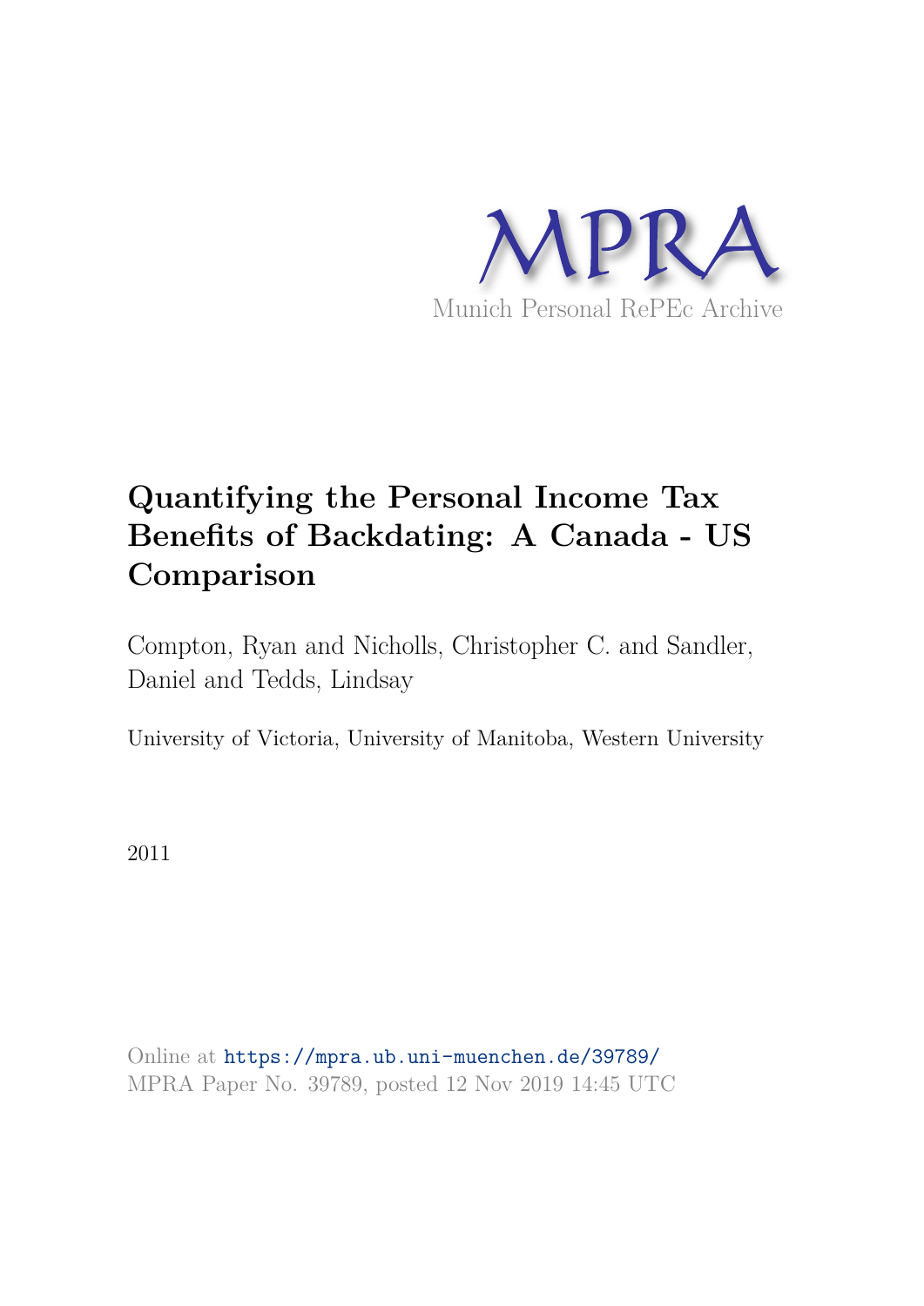MPRA

Munich Personal RePEc Archive

# Quantifying the Personal Income Tax Benefits of Backdating: A Canada - US Comparison

Compton, Ryan and Nicholls, Christopher C. and Sandler, Daniel and Tedds, Lindsay

University of Victoria, University of Manitoba, Western University

2011

Online at https://mpra.ub.uni-muenchen.de/39789/
MPRA Paper No. 39789, posted 12 Nov 2019 14:45 UTC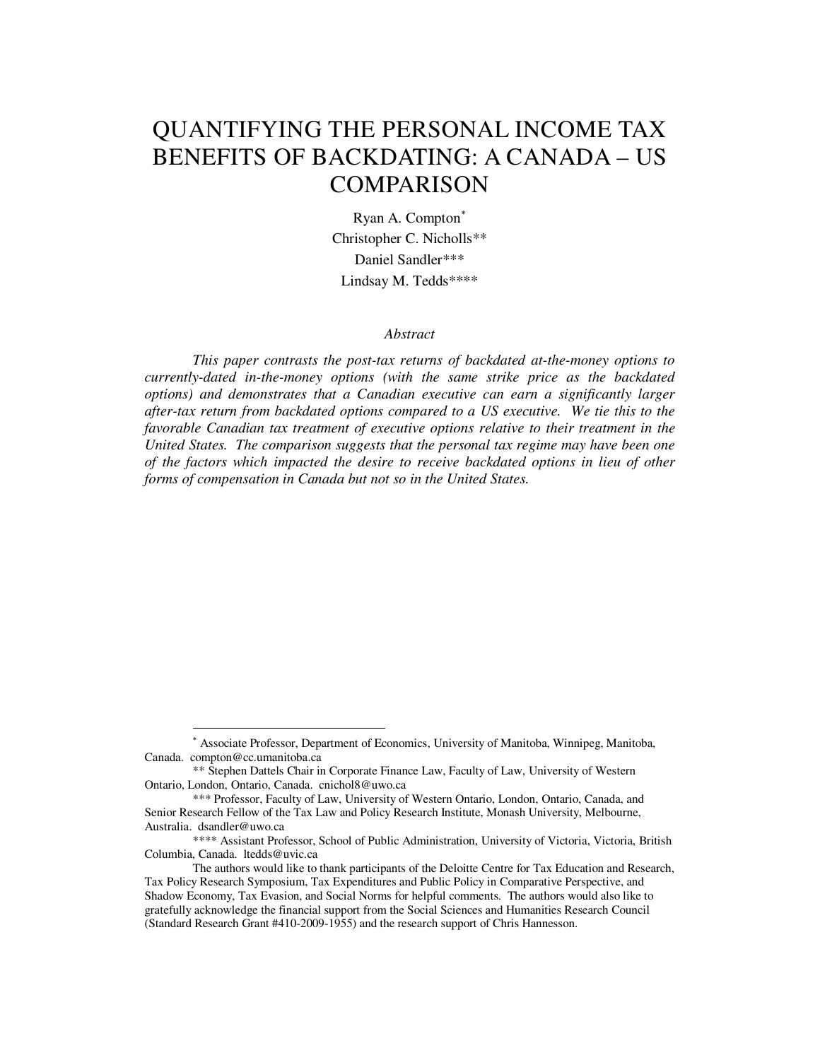# QUANTIFYING THE PERSONAL INCOME TAX BENEFITS OF BACKDATING: A CANADA – US COMPARISON

Ryan A. Compton*
Christopher C. Nicholls**
Daniel Sandler***
Lindsay M. Tedds****

*Abstract*

*This paper contrasts the post-tax returns of backdated at-the-money options to currently-dated in-the-money options (with the same strike price as the backdated options) and demonstrates that a Canadian executive can earn a significantly larger after-tax return from backdated options compared to a US executive. We tie this to the favorable Canadian tax treatment of executive options relative to their treatment in the United States. The comparison suggests that the personal tax regime may have been one of the factors which impacted the desire to receive backdated options in lieu of other forms of compensation in Canada but not so in the United States.*

---

* Associate Professor, Department of Economics, University of Manitoba, Winnipeg, Manitoba, Canada. compton@cc.umanitoba.ca

** Stephen Dattels Chair in Corporate Finance Law, Faculty of Law, University of Western Ontario, London, Ontario, Canada. cnichol8@uwo.ca

*** Professor, Faculty of Law, University of Western Ontario, London, Ontario, Canada, and Senior Research Fellow of the Tax Law and Policy Research Institute, Monash University, Melbourne, Australia. dsandler@uwo.ca

**** Assistant Professor, School of Public Administration, University of Victoria, Victoria, British Columbia, Canada. ltedds@uvic.ca

The authors would like to thank participants of the Deloitte Centre for Tax Education and Research, Tax Policy Research Symposium, Tax Expenditures and Public Policy in Comparative Perspective, and Shadow Economy, Tax Evasion, and Social Norms for helpful comments. The authors would also like to gratefully acknowledge the financial support from the Social Sciences and Humanities Research Council (Standard Research Grant #410-2009-1955) and the research support of Chris Hannesson.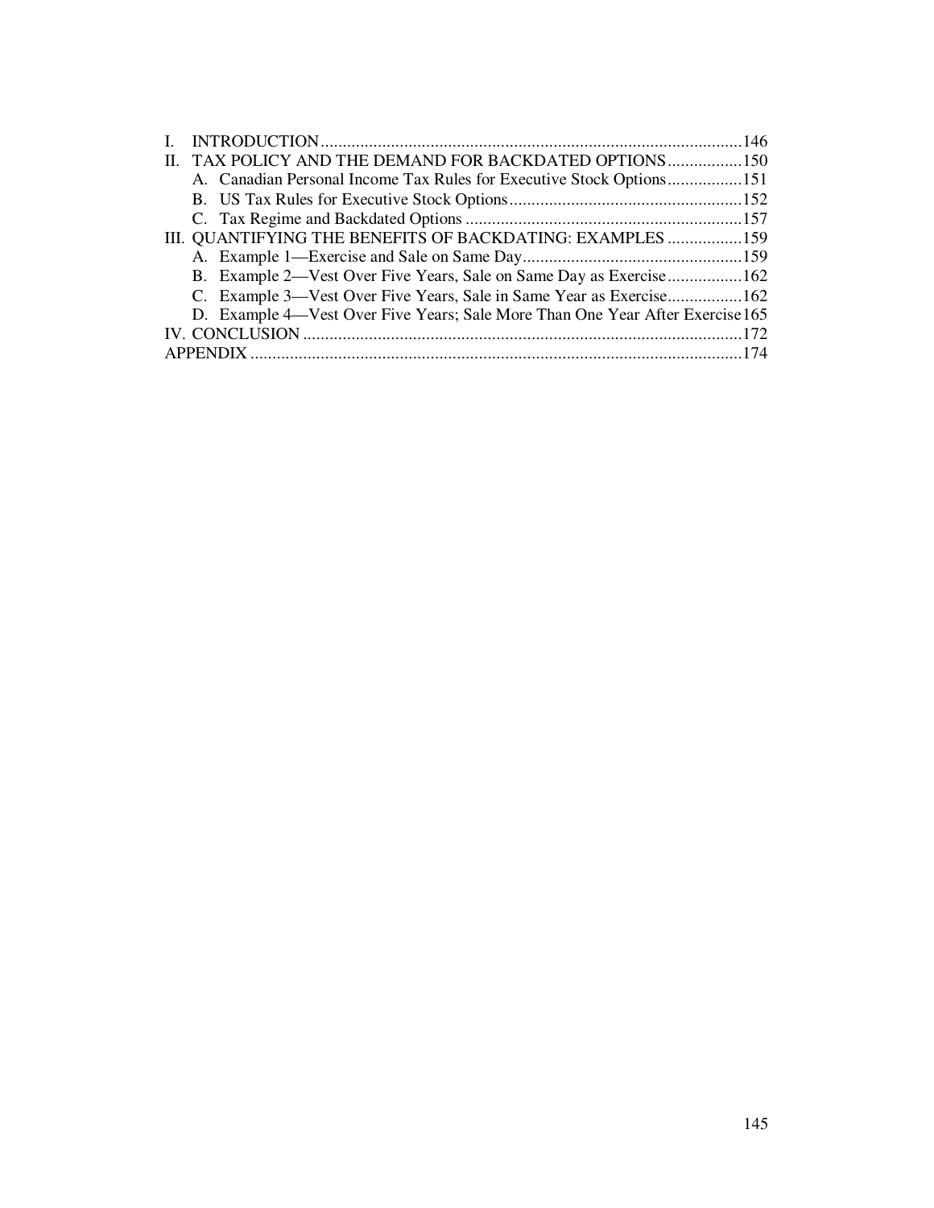I. INTRODUCTION ........................................................................................146
II. TAX POLICY AND THE DEMAND FOR BACKDATED OPTIONS .................150
  A. Canadian Personal Income Tax Rules for Executive Stock Options .................151
  B. US Tax Rules for Executive Stock Options .....................................................152
  C. Tax Regime and Backdated Options ...............................................................157
III. QUANTIFYING THE BENEFITS OF BACKDATING: EXAMPLES .................159
  A. Example 1—Exercise and Sale on Same Day ..................................................159
  B. Example 2—Vest Over Five Years, Sale on Same Day as Exercise .................162
  C. Example 3—Vest Over Five Years, Sale in Same Year as Exercise .................162
  D. Example 4—Vest Over Five Years; Sale More Than One Year After Exercise 165
IV. CONCLUSION ....................................................................................172
APPENDIX ...............................................................................................174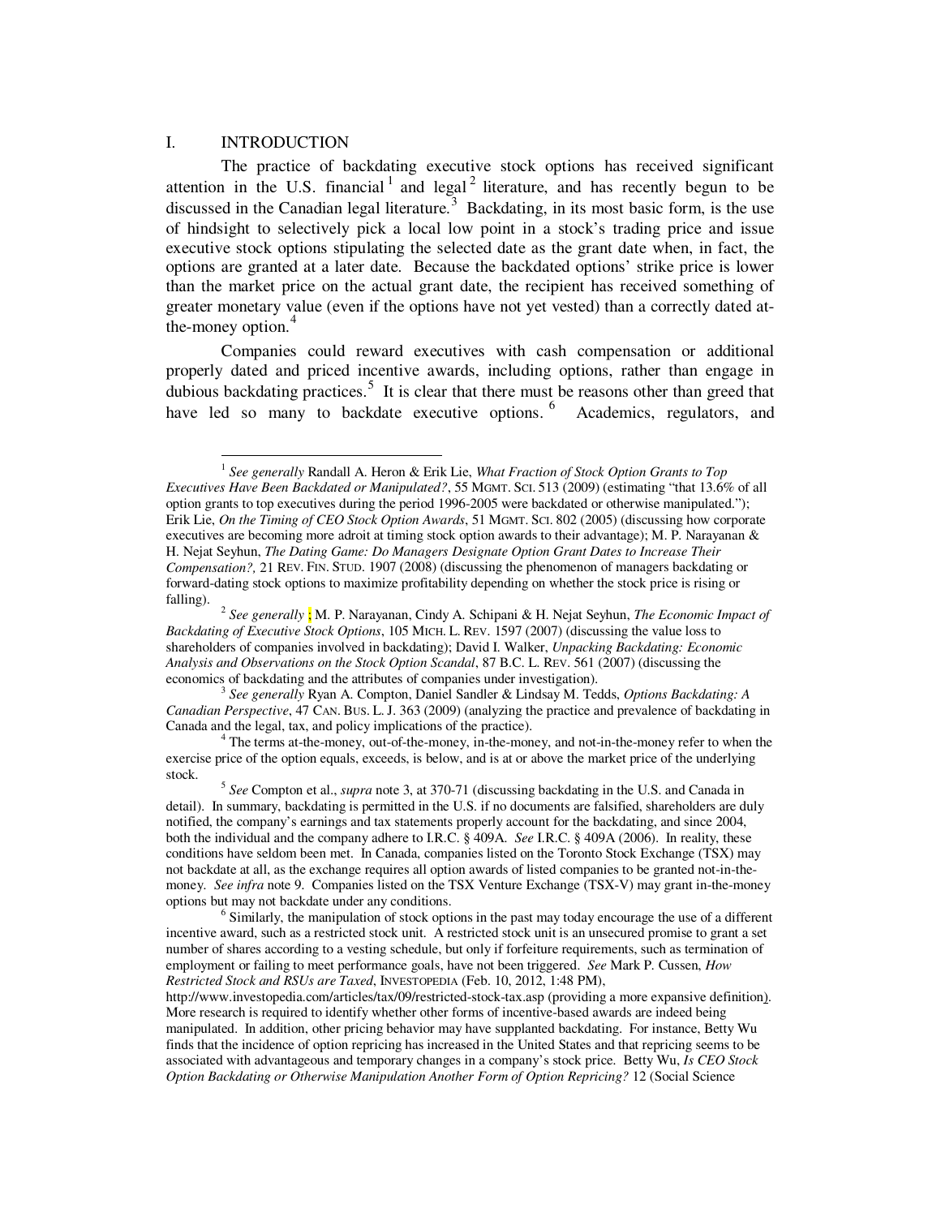## I. INTRODUCTION

The practice of backdating executive stock options has received significant attention in the U.S. financial[1] and legal[2] literature, and has recently begun to be discussed in the Canadian legal literature.[3] Backdating, in its most basic form, is the use of hindsight to selectively pick a local low point in a stock's trading price and issue executive stock options stipulating the selected date as the grant date when, in fact, the options are granted at a later date. Because the backdated options' strike price is lower than the market price on the actual grant date, the recipient has received something of greater monetary value (even if the options have not yet vested) than a correctly dated at-the-money option.[4]

Companies could reward executives with cash compensation or additional properly dated and priced incentive awards, including options, rather than engage in dubious backdating practices.[5] It is clear that there must be reasons other than greed that have led so many to backdate executive options.[6] Academics, regulators, and

---

[1] *See generally* Randall A. Heron & Erik Lie, *What Fraction of Stock Option Grants to Top Executives Have Been Backdated or Manipulated?*, 55 MGMT. SCI. 513 (2009) (estimating "that 13.6% of all option grants to top executives during the period 1996-2005 were backdated or otherwise manipulated."); Erik Lie, *On the Timing of CEO Stock Option Awards*, 51 MGMT. SCI. 802 (2005) (discussing how corporate executives are becoming more adroit at timing stock option awards to their advantage); M. P. Narayanan & H. Nejat Seyhun, *The Dating Game: Do Managers Designate Option Grant Dates to Increase Their Compensation?,* 21 REV. FIN. STUD. 1907 (2008) (discussing the phenomenon of managers backdating or forward-dating stock options to maximize profitability depending on whether the stock price is rising or falling).

[2] *See generally* ; M. P. Narayanan, Cindy A. Schipani & H. Nejat Seyhun, *The Economic Impact of Backdating of Executive Stock Options*, 105 MICH. L. REV. 1597 (2007) (discussing the value loss to shareholders of companies involved in backdating); David I. Walker, *Unpacking Backdating: Economic Analysis and Observations on the Stock Option Scandal*, 87 B.C. L. REV. 561 (2007) (discussing the economics of backdating and the attributes of companies under investigation).

[3] *See generally* Ryan A. Compton, Daniel Sandler & Lindsay M. Tedds, *Options Backdating: A Canadian Perspective*, 47 CAN. BUS. L. J. 363 (2009) (analyzing the practice and prevalence of backdating in Canada and the legal, tax, and policy implications of the practice).

[4] The terms at-the-money, out-of-the-money, in-the-money, and not-in-the-money refer to when the exercise price of the option equals, exceeds, is below, and is at or above the market price of the underlying stock.

[5] *See* Compton et al., *supra* note 3, at 370-71 (discussing backdating in the U.S. and Canada in detail). In summary, backdating is permitted in the U.S. if no documents are falsified, shareholders are duly notified, the company's earnings and tax statements properly account for the backdating, and since 2004, both the individual and the company adhere to I.R.C. § 409A. *See* I.R.C. § 409A (2006). In reality, these conditions have seldom been met. In Canada, companies listed on the Toronto Stock Exchange (TSX) may not backdate at all, as the exchange requires all option awards of listed companies to be granted not-in-the-money. *See infra* note 9. Companies listed on the TSX Venture Exchange (TSX-V) may grant in-the-money options but may not backdate under any conditions.

[6] Similarly, the manipulation of stock options in the past may today encourage the use of a different incentive award, such as a restricted stock unit. A restricted stock unit is an unsecured promise to grant a set number of shares according to a vesting schedule, but only if forfeiture requirements, such as termination of employment or failing to meet performance goals, have not been triggered. *See* Mark P. Cussen, *How Restricted Stock and RSUs are Taxed*, INVESTOPEDIA (Feb. 10, 2012, 1:48 PM), http://www.investopedia.com/articles/tax/09/restricted-stock-tax.asp (providing a more expansive definition). More research is required to identify whether other forms of incentive-based awards are indeed being manipulated. In addition, other pricing behavior may have supplanted backdating. For instance, Betty Wu finds that the incidence of option repricing has increased in the United States and that repricing seems to be associated with advantageous and temporary changes in a company's stock price. Betty Wu, *Is CEO Stock Option Backdating or Otherwise Manipulation Another Form of Option Repricing?* 12 (Social Science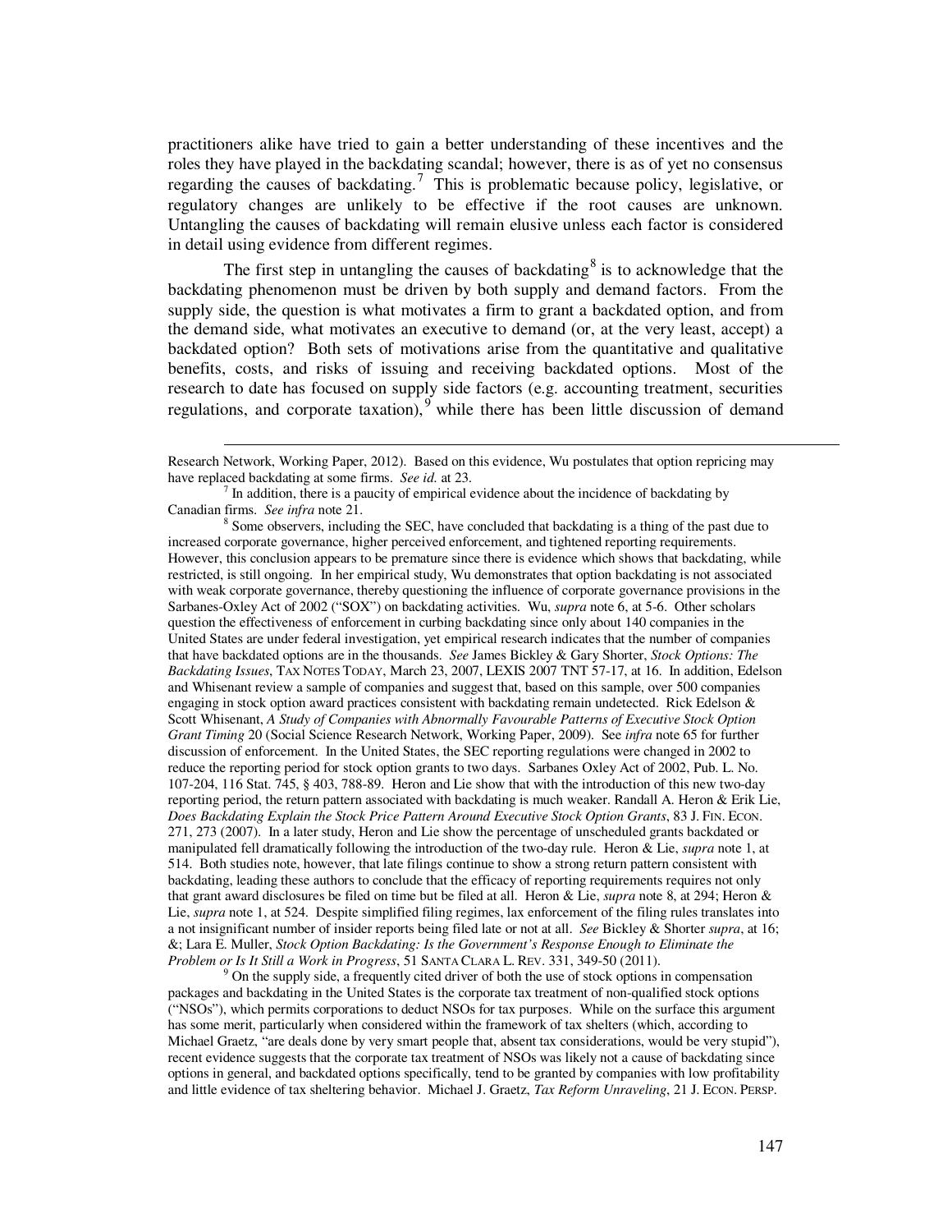practitioners alike have tried to gain a better understanding of these incentives and the roles they have played in the backdating scandal; however, there is as of yet no consensus regarding the causes of backdating.[7] This is problematic because policy, legislative, or regulatory changes are unlikely to be effective if the root causes are unknown. Untangling the causes of backdating will remain elusive unless each factor is considered in detail using evidence from different regimes.

The first step in untangling the causes of backdating[8] is to acknowledge that the backdating phenomenon must be driven by both supply and demand factors. From the supply side, the question is what motivates a firm to grant a backdated option, and from the demand side, what motivates an executive to demand (or, at the very least, accept) a backdated option? Both sets of motivations arise from the quantitative and qualitative benefits, costs, and risks of issuing and receiving backdated options. Most of the research to date has focused on supply side factors (e.g. accounting treatment, securities regulations, and corporate taxation),[9] while there has been little discussion of demand

---

Research Network, Working Paper, 2012). Based on this evidence, Wu postulates that option repricing may have replaced backdating at some firms. *See id.* at 23.

[7] In addition, there is a paucity of empirical evidence about the incidence of backdating by Canadian firms. *See infra* note 21.

[8] Some observers, including the SEC, have concluded that backdating is a thing of the past due to increased corporate governance, higher perceived enforcement, and tightened reporting requirements. However, this conclusion appears to be premature since there is evidence which shows that backdating, while restricted, is still ongoing. In her empirical study, Wu demonstrates that option backdating is not associated with weak corporate governance, thereby questioning the influence of corporate governance provisions in the Sarbanes-Oxley Act of 2002 ("SOX") on backdating activities. Wu, *supra* note 6, at 5-6. Other scholars question the effectiveness of enforcement in curbing backdating since only about 140 companies in the United States are under federal investigation, yet empirical research indicates that the number of companies that have backdated options are in the thousands. *See* James Bickley & Gary Shorter, *Stock Options: The Backdating Issues*, TAX NOTES TODAY, March 23, 2007, LEXIS 2007 TNT 57-17, at 16. In addition, Edelson and Whisenant review a sample of companies and suggest that, based on this sample, over 500 companies engaging in stock option award practices consistent with backdating remain undetected. Rick Edelson & Scott Whisenant, *A Study of Companies with Abnormally Favourable Patterns of Executive Stock Option Grant Timing* 20 (Social Science Research Network, Working Paper, 2009). See *infra* note 65 for further discussion of enforcement. In the United States, the SEC reporting regulations were changed in 2002 to reduce the reporting period for stock option grants to two days. Sarbanes Oxley Act of 2002, Pub. L. No. 107-204, 116 Stat. 745, § 403, 788-89. Heron and Lie show that with the introduction of this new two-day reporting period, the return pattern associated with backdating is much weaker. Randall A. Heron & Erik Lie, *Does Backdating Explain the Stock Price Pattern Around Executive Stock Option Grants*, 83 J. FIN. ECON. 271, 273 (2007). In a later study, Heron and Lie show the percentage of unscheduled grants backdated or manipulated fell dramatically following the introduction of the two-day rule. Heron & Lie, *supra* note 1, at 514. Both studies note, however, that late filings continue to show a strong return pattern consistent with backdating, leading these authors to conclude that the efficacy of reporting requirements requires not only that grant award disclosures be filed on time but be filed at all. Heron & Lie, *supra* note 8, at 294; Heron & Lie, *supra* note 1, at 524. Despite simplified filing regimes, lax enforcement of the filing rules translates into a not insignificant number of insider reports being filed late or not at all. *See* Bickley & Shorter *supra*, at 16; &; Lara E. Muller, *Stock Option Backdating: Is the Government's Response Enough to Eliminate the Problem or Is It Still a Work in Progress*, 51 SANTA CLARA L. REV. 331, 349-50 (2011).

[9] On the supply side, a frequently cited driver of both the use of stock options in compensation packages and backdating in the United States is the corporate tax treatment of non-qualified stock options ("NSOs"), which permits corporations to deduct NSOs for tax purposes. While on the surface this argument has some merit, particularly when considered within the framework of tax shelters (which, according to Michael Graetz, "are deals done by very smart people that, absent tax considerations, would be very stupid"), recent evidence suggests that the corporate tax treatment of NSOs was likely not a cause of backdating since options in general, and backdated options specifically, tend to be granted by companies with low profitability and little evidence of tax sheltering behavior. Michael J. Graetz, *Tax Reform Unraveling*, 21 J. ECON. PERSP.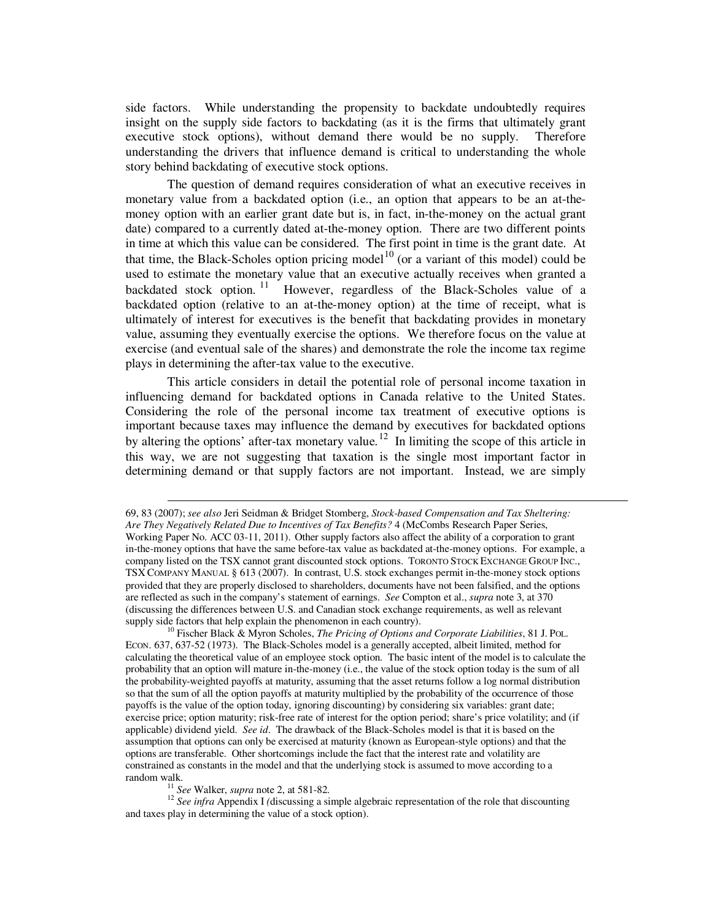side factors. While understanding the propensity to backdate undoubtedly requires insight on the supply side factors to backdating (as it is the firms that ultimately grant executive stock options), without demand there would be no supply. Therefore understanding the drivers that influence demand is critical to understanding the whole story behind backdating of executive stock options.

The question of demand requires consideration of what an executive receives in monetary value from a backdated option (i.e., an option that appears to be an at-the-money option with an earlier grant date but is, in fact, in-the-money on the actual grant date) compared to a currently dated at-the-money option. There are two different points in time at which this value can be considered. The first point in time is the grant date. At that time, the Black-Scholes option pricing model[10] (or a variant of this model) could be used to estimate the monetary value that an executive actually receives when granted a backdated stock option.[11] However, regardless of the Black-Scholes value of a backdated option (relative to an at-the-money option) at the time of receipt, what is ultimately of interest for executives is the benefit that backdating provides in monetary value, assuming they eventually exercise the options. We therefore focus on the value at exercise (and eventual sale of the shares) and demonstrate the role the income tax regime plays in determining the after-tax value to the executive.

This article considers in detail the potential role of personal income taxation in influencing demand for backdated options in Canada relative to the United States. Considering the role of the personal income tax treatment of executive options is important because taxes may influence the demand by executives for backdated options by altering the options' after-tax monetary value.[12] In limiting the scope of this article in this way, we are not suggesting that taxation is the single most important factor in determining demand or that supply factors are not important. Instead, we are simply

---

69, 83 (2007); *see also* Jeri Seidman & Bridget Stomberg, *Stock-based Compensation and Tax Sheltering: Are They Negatively Related Due to Incentives of Tax Benefits?* 4 (McCombs Research Paper Series, Working Paper No. ACC 03-11, 2011). Other supply factors also affect the ability of a corporation to grant in-the-money options that have the same before-tax value as backdated at-the-money options. For example, a company listed on the TSX cannot grant discounted stock options. TORONTO STOCK EXCHANGE GROUP INC., TSX COMPANY MANUAL § 613 (2007). In contrast, U.S. stock exchanges permit in-the-money stock options provided that they are properly disclosed to shareholders, documents have not been falsified, and the options are reflected as such in the company's statement of earnings. *See* Compton et al., *supra* note 3, at 370 (discussing the differences between U.S. and Canadian stock exchange requirements, as well as relevant supply side factors that help explain the phenomenon in each country).

[10] Fischer Black & Myron Scholes, *The Pricing of Options and Corporate Liabilities*, 81 J. POL. ECON. 637, 637-52 (1973). The Black-Scholes model is a generally accepted, albeit limited, method for calculating the theoretical value of an employee stock option. The basic intent of the model is to calculate the probability that an option will mature in-the-money (i.e., the value of the stock option today is the sum of all the probability-weighted payoffs at maturity, assuming that the asset returns follow a log normal distribution so that the sum of all the option payoffs at maturity multiplied by the probability of the occurrence of those payoffs is the value of the option today, ignoring discounting) by considering six variables: grant date; exercise price; option maturity; risk-free rate of interest for the option period; share's price volatility; and (if applicable) dividend yield. *See id*. The drawback of the Black-Scholes model is that it is based on the assumption that options can only be exercised at maturity (known as European-style options) and that the options are transferable. Other shortcomings include the fact that the interest rate and volatility are constrained as constants in the model and that the underlying stock is assumed to move according to a random walk.

[11] *See* Walker, *supra* note 2, at 581-82.

[12] *See infra* Appendix I (discussing a simple algebraic representation of the role that discounting and taxes play in determining the value of a stock option).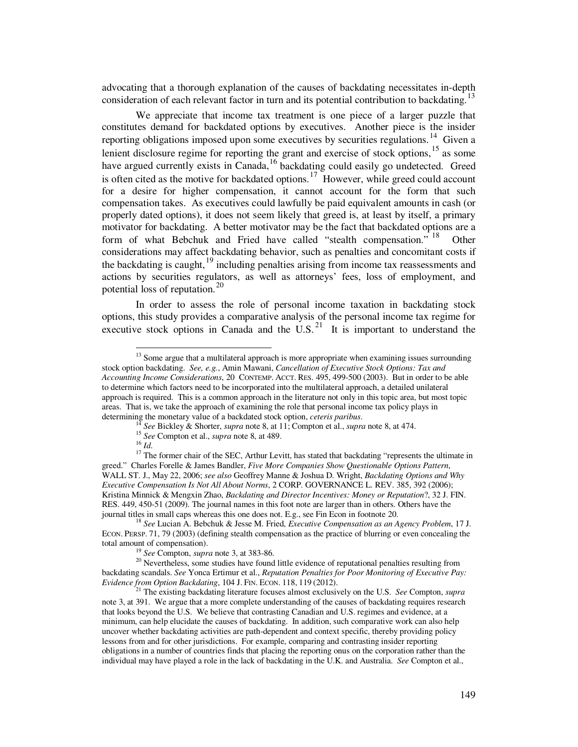advocating that a thorough explanation of the causes of backdating necessitates in-depth consideration of each relevant factor in turn and its potential contribution to backdating.[13]

We appreciate that income tax treatment is one piece of a larger puzzle that constitutes demand for backdated options by executives. Another piece is the insider reporting obligations imposed upon some executives by securities regulations.[14] Given a lenient disclosure regime for reporting the grant and exercise of stock options,[15] as some have argued currently exists in Canada,[16] backdating could easily go undetected. Greed is often cited as the motive for backdated options.[17] However, while greed could account for a desire for higher compensation, it cannot account for the form that such compensation takes. As executives could lawfully be paid equivalent amounts in cash (or properly dated options), it does not seem likely that greed is, at least by itself, a primary motivator for backdating. A better motivator may be the fact that backdated options are a form of what Bebchuk and Fried have called "stealth compensation."[18] Other considerations may affect backdating behavior, such as penalties and concomitant costs if the backdating is caught,[19] including penalties arising from income tax reassessments and actions by securities regulators, as well as attorneys' fees, loss of employment, and potential loss of reputation.[20]

In order to assess the role of personal income taxation in backdating stock options, this study provides a comparative analysis of the personal income tax regime for executive stock options in Canada and the U.S.[21] It is important to understand the

---

[13] Some argue that a multilateral approach is more appropriate when examining issues surrounding stock option backdating. *See, e.g.*, Amin Mawani, *Cancellation of Executive Stock Options: Tax and Accounting Income Considerations*, 20 CONTEMP. ACCT. RES. 495, 499-500 (2003). But in order to be able to determine which factors need to be incorporated into the multilateral approach, a detailed unilateral approach is required. This is a common approach in the literature not only in this topic area, but most topic areas. That is, we take the approach of examining the role that personal income tax policy plays in determining the monetary value of a backdated stock option, *ceteris paribus*.

[14] *See* Bickley & Shorter, *supra* note 8, at 11; Compton et al., *supra* note 8, at 474.

[15] *See* Compton et al., *supra* note 8, at 489.

[16] *Id.*

[17] The former chair of the SEC, Arthur Levitt, has stated that backdating "represents the ultimate in greed." Charles Forelle & James Bandler, *Five More Companies Show Questionable Options Pattern*, WALL ST. J., May 22, 2006; *see also* Geoffrey Manne & Joshua D. Wright, *Backdating Options and Why Executive Compensation Is Not All About Norms*, 2 CORP. GOVERNANCE L. REV. 385, 392 (2006); Kristina Minnick & Mengxin Zhao, *Backdating and Director Incentives: Money or Reputation*?, 32 J. FIN. RES. 449, 450-51 (2009). The journal names in this foot note are larger than in others. Others have the journal titles in small caps whereas this one does not. E.g., see Fin Econ in footnote 20.

[18] *See* Lucian A. Bebchuk & Jesse M. Fried, *Executive Compensation as an Agency Problem*, 17 J. ECON. PERSP. 71, 79 (2003) (defining stealth compensation as the practice of blurring or even concealing the total amount of compensation).

[19] *See* Compton, *supra* note 3, at 383-86.

[20] Nevertheless, some studies have found little evidence of reputational penalties resulting from backdating scandals. *See* Yonca Ertimur et al., *Reputation Penalties for Poor Monitoring of Executive Pay: Evidence from Option Backdating*, 104 J. FIN. ECON. 118, 119 (2012).

[21] The existing backdating literature focuses almost exclusively on the U.S. *See* Compton, *supra* note 3, at 391. We argue that a more complete understanding of the causes of backdating requires research that looks beyond the U.S. We believe that contrasting Canadian and U.S. regimes and evidence, at a minimum, can help elucidate the causes of backdating. In addition, such comparative work can also help uncover whether backdating activities are path-dependent and context specific, thereby providing policy lessons from and for other jurisdictions. For example, comparing and contrasting insider reporting obligations in a number of countries finds that placing the reporting onus on the corporation rather than the individual may have played a role in the lack of backdating in the U.K. and Australia. *See* Compton et al.,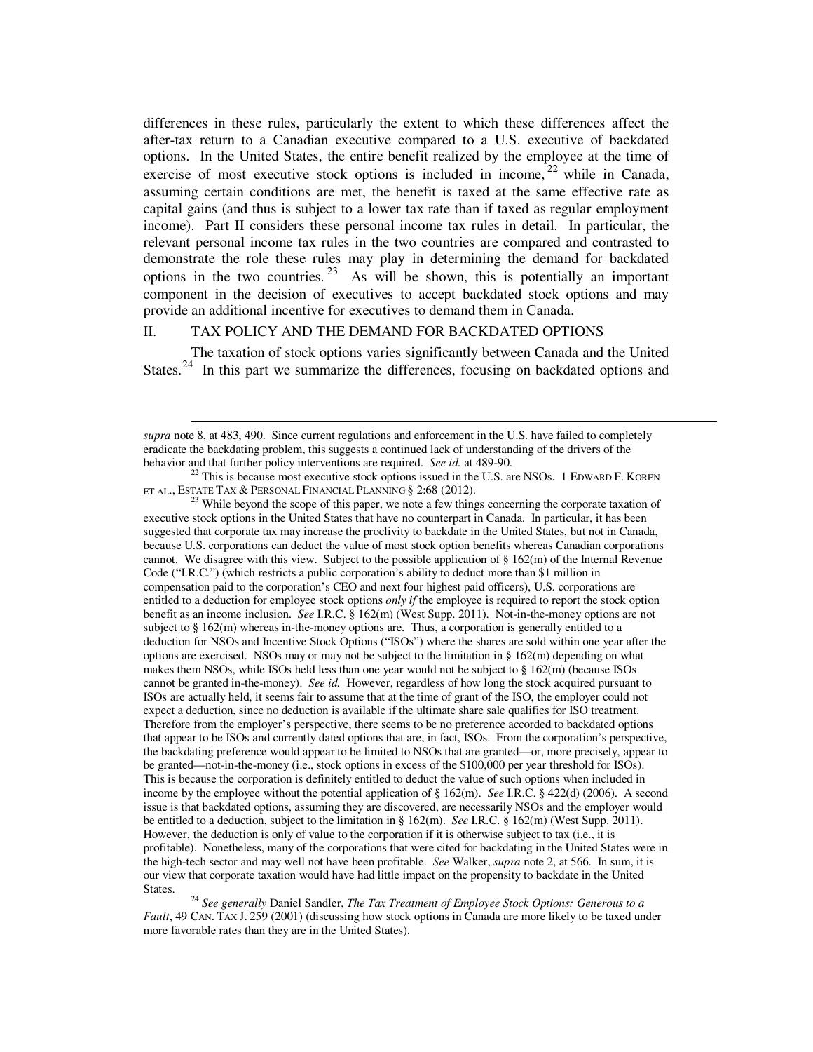differences in these rules, particularly the extent to which these differences affect the after-tax return to a Canadian executive compared to a U.S. executive of backdated options. In the United States, the entire benefit realized by the employee at the time of exercise of most executive stock options is included in income,[22] while in Canada, assuming certain conditions are met, the benefit is taxed at the same effective rate as capital gains (and thus is subject to a lower tax rate than if taxed as regular employment income). Part II considers these personal income tax rules in detail. In particular, the relevant personal income tax rules in the two countries are compared and contrasted to demonstrate the role these rules may play in determining the demand for backdated options in the two countries.[23] As will be shown, this is potentially an important component in the decision of executives to accept backdated stock options and may provide an additional incentive for executives to demand them in Canada.

## II. TAX POLICY AND THE DEMAND FOR BACKDATED OPTIONS

The taxation of stock options varies significantly between Canada and the United States.[24] In this part we summarize the differences, focusing on backdated options and

---

*supra* note 8, at 483, 490. Since current regulations and enforcement in the U.S. have failed to completely eradicate the backdating problem, this suggests a continued lack of understanding of the drivers of the behavior and that further policy interventions are required. *See id.* at 489-90.

[22] This is because most executive stock options issued in the U.S. are NSOs. 1 EDWARD F. KOREN ET AL., ESTATE TAX & PERSONAL FINANCIAL PLANNING § 2:68 (2012).

[23] While beyond the scope of this paper, we note a few things concerning the corporate taxation of executive stock options in the United States that have no counterpart in Canada. In particular, it has been suggested that corporate tax may increase the proclivity to backdate in the United States, but not in Canada, because U.S. corporations can deduct the value of most stock option benefits whereas Canadian corporations cannot. We disagree with this view. Subject to the possible application of § 162(m) of the Internal Revenue Code ("I.R.C.") (which restricts a public corporation's ability to deduct more than $1 million in compensation paid to the corporation's CEO and next four highest paid officers), U.S. corporations are entitled to a deduction for employee stock options *only if* the employee is required to report the stock option benefit as an income inclusion. *See* I.R.C. § 162(m) (West Supp. 2011). Not-in-the-money options are not subject to § 162(m) whereas in-the-money options are. Thus, a corporation is generally entitled to a deduction for NSOs and Incentive Stock Options ("ISOs") where the shares are sold within one year after the options are exercised. NSOs may or may not be subject to the limitation in § 162(m) depending on what makes them NSOs, while ISOs held less than one year would not be subject to § 162(m) (because ISOs cannot be granted in-the-money). *See id.* However, regardless of how long the stock acquired pursuant to ISOs are actually held, it seems fair to assume that at the time of grant of the ISO, the employer could not expect a deduction, since no deduction is available if the ultimate share sale qualifies for ISO treatment. Therefore from the employer's perspective, there seems to be no preference accorded to backdated options that appear to be ISOs and currently dated options that are, in fact, ISOs. From the corporation's perspective, the backdating preference would appear to be limited to NSOs that are granted—or, more precisely, appear to be granted—not-in-the-money (i.e., stock options in excess of the $100,000 per year threshold for ISOs). This is because the corporation is definitely entitled to deduct the value of such options when included in income by the employee without the potential application of § 162(m). *See* I.R.C. § 422(d) (2006). A second issue is that backdated options, assuming they are discovered, are necessarily NSOs and the employer would be entitled to a deduction, subject to the limitation in § 162(m). *See* I.R.C. § 162(m) (West Supp. 2011). However, the deduction is only of value to the corporation if it is otherwise subject to tax (i.e., it is profitable). Nonetheless, many of the corporations that were cited for backdating in the United States were in the high-tech sector and may well not have been profitable. *See* Walker, *supra* note 2, at 566. In sum, it is our view that corporate taxation would have had little impact on the propensity to backdate in the United States.

[24] *See generally* Daniel Sandler, *The Tax Treatment of Employee Stock Options: Generous to a Fault*, 49 CAN. TAX J. 259 (2001) (discussing how stock options in Canada are more likely to be taxed under more favorable rates than they are in the United States).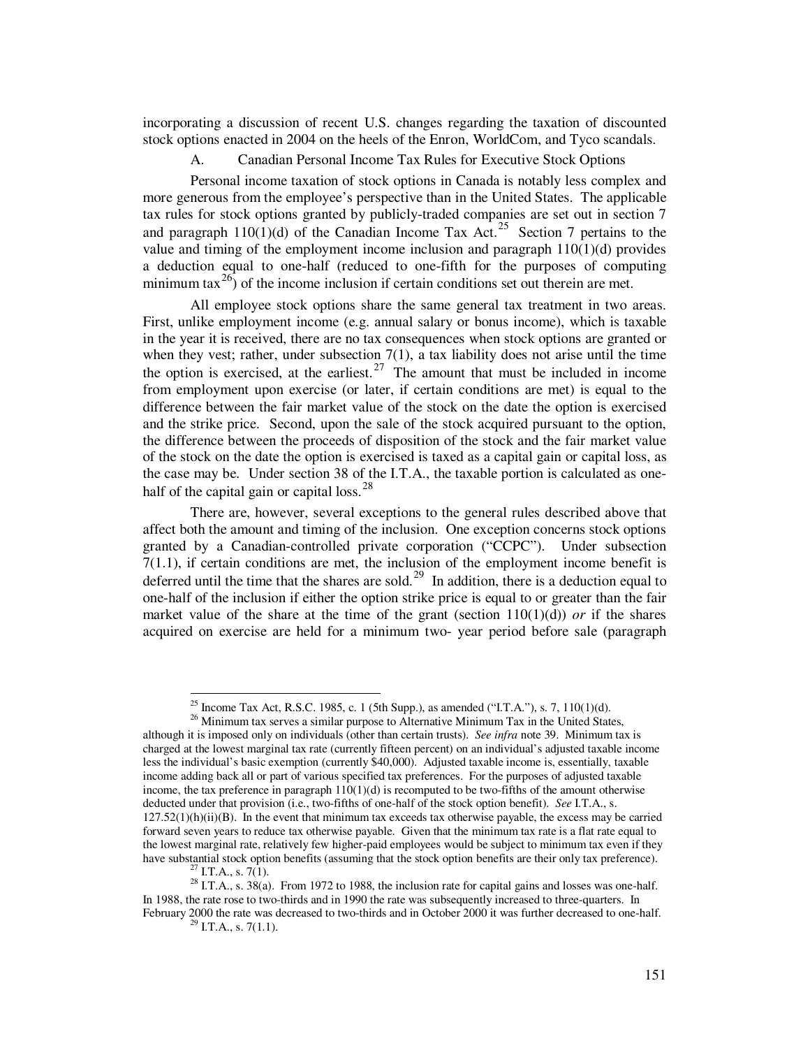incorporating a discussion of recent U.S. changes regarding the taxation of discounted stock options enacted in 2004 on the heels of the Enron, WorldCom, and Tyco scandals.

## A. Canadian Personal Income Tax Rules for Executive Stock Options

Personal income taxation of stock options in Canada is notably less complex and more generous from the employee's perspective than in the United States. The applicable tax rules for stock options granted by publicly-traded companies are set out in section 7 and paragraph 110(1)(d) of the Canadian Income Tax Act.[25] Section 7 pertains to the value and timing of the employment income inclusion and paragraph 110(1)(d) provides a deduction equal to one-half (reduced to one-fifth for the purposes of computing minimum tax[26]) of the income inclusion if certain conditions set out therein are met.

All employee stock options share the same general tax treatment in two areas. First, unlike employment income (e.g. annual salary or bonus income), which is taxable in the year it is received, there are no tax consequences when stock options are granted or when they vest; rather, under subsection 7(1), a tax liability does not arise until the time the option is exercised, at the earliest.[27] The amount that must be included in income from employment upon exercise (or later, if certain conditions are met) is equal to the difference between the fair market value of the stock on the date the option is exercised and the strike price. Second, upon the sale of the stock acquired pursuant to the option, the difference between the proceeds of disposition of the stock and the fair market value of the stock on the date the option is exercised is taxed as a capital gain or capital loss, as the case may be. Under section 38 of the I.T.A., the taxable portion is calculated as one-half of the capital gain or capital loss.[28]

There are, however, several exceptions to the general rules described above that affect both the amount and timing of the inclusion. One exception concerns stock options granted by a Canadian-controlled private corporation ("CCPC"). Under subsection 7(1.1), if certain conditions are met, the inclusion of the employment income benefit is deferred until the time that the shares are sold.[29] In addition, there is a deduction equal to one-half of the inclusion if either the option strike price is equal to or greater than the fair market value of the share at the time of the grant (section 110(1)(d)) *or* if the shares acquired on exercise are held for a minimum two- year period before sale (paragraph

---

[25] Income Tax Act, R.S.C. 1985, c. 1 (5th Supp.), as amended ("I.T.A."), s. 7, 110(1)(d).

[26] Minimum tax serves a similar purpose to Alternative Minimum Tax in the United States, although it is imposed only on individuals (other than certain trusts). *See infra* note 39. Minimum tax is charged at the lowest marginal tax rate (currently fifteen percent) on an individual's adjusted taxable income less the individual's basic exemption (currently $40,000). Adjusted taxable income is, essentially, taxable income adding back all or part of various specified tax preferences. For the purposes of adjusted taxable income, the tax preference in paragraph 110(1)(d) is recomputed to be two-fifths of the amount otherwise deducted under that provision (i.e., two-fifths of one-half of the stock option benefit). *See* I.T.A., s. 127.52(1)(h)(ii)(B). In the event that minimum tax exceeds tax otherwise payable, the excess may be carried forward seven years to reduce tax otherwise payable. Given that the minimum tax rate is a flat rate equal to the lowest marginal rate, relatively few higher-paid employees would be subject to minimum tax even if they have substantial stock option benefits (assuming that the stock option benefits are their only tax preference).

[27] I.T.A., s. 7(1).

[28] I.T.A., s. 38(a). From 1972 to 1988, the inclusion rate for capital gains and losses was one-half. In 1988, the rate rose to two-thirds and in 1990 the rate was subsequently increased to three-quarters. In February 2000 the rate was decreased to two-thirds and in October 2000 it was further decreased to one-half.

[29] I.T.A., s. 7(1.1).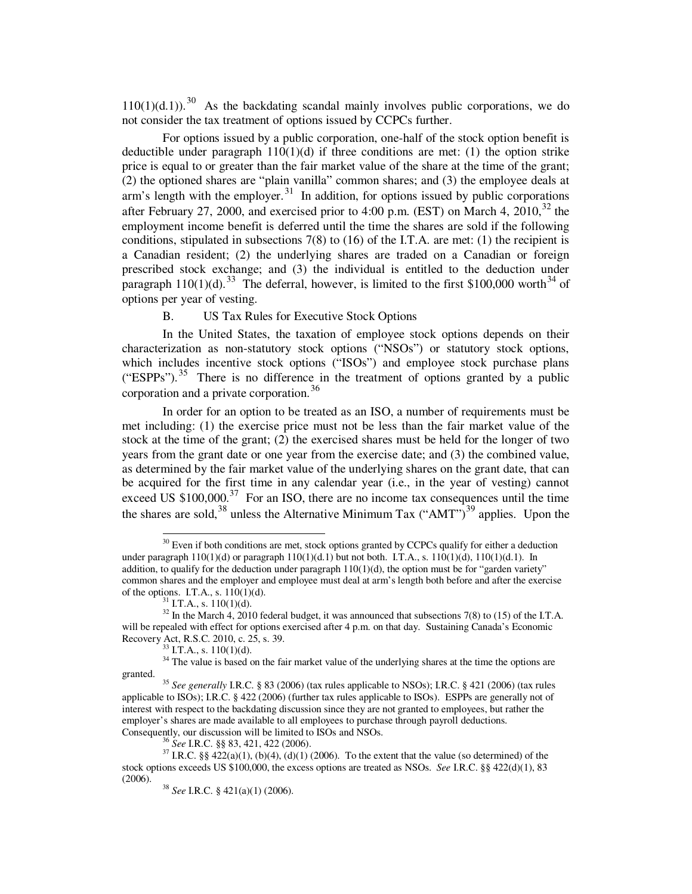110(1)(d.1)).[30] As the backdating scandal mainly involves public corporations, we do not consider the tax treatment of options issued by CCPCs further.

For options issued by a public corporation, one-half of the stock option benefit is deductible under paragraph 110(1)(d) if three conditions are met: (1) the option strike price is equal to or greater than the fair market value of the share at the time of the grant; (2) the optioned shares are "plain vanilla" common shares; and (3) the employee deals at arm's length with the employer.[31] In addition, for options issued by public corporations after February 27, 2000, and exercised prior to 4:00 p.m. (EST) on March 4, 2010,[32] the employment income benefit is deferred until the time the shares are sold if the following conditions, stipulated in subsections 7(8) to (16) of the I.T.A. are met: (1) the recipient is a Canadian resident; (2) the underlying shares are traded on a Canadian or foreign prescribed stock exchange; and (3) the individual is entitled to the deduction under paragraph 110(1)(d).[33] The deferral, however, is limited to the first $100,000 worth[34] of options per year of vesting.

B. US Tax Rules for Executive Stock Options

In the United States, the taxation of employee stock options depends on their characterization as non-statutory stock options ("NSOs") or statutory stock options, which includes incentive stock options ("ISOs") and employee stock purchase plans ("ESPPs").[35] There is no difference in the treatment of options granted by a public corporation and a private corporation.[36]

In order for an option to be treated as an ISO, a number of requirements must be met including: (1) the exercise price must not be less than the fair market value of the stock at the time of the grant; (2) the exercised shares must be held for the longer of two years from the grant date or one year from the exercise date; and (3) the combined value, as determined by the fair market value of the underlying shares on the grant date, that can be acquired for the first time in any calendar year (i.e., in the year of vesting) cannot exceed US $100,000.[37] For an ISO, there are no income tax consequences until the time the shares are sold,[38] unless the Alternative Minimum Tax ("AMT")[39] applies. Upon the

---

[30] Even if both conditions are met, stock options granted by CCPCs qualify for either a deduction under paragraph 110(1)(d) or paragraph 110(1)(d.1) but not both. I.T.A., s. 110(1)(d), 110(1)(d.1). In addition, to qualify for the deduction under paragraph 110(1)(d), the option must be for "garden variety" common shares and the employer and employee must deal at arm's length both before and after the exercise of the options. I.T.A., s. 110(1)(d).

[31] I.T.A., s. 110(1)(d).

[32] In the March 4, 2010 federal budget, it was announced that subsections 7(8) to (15) of the I.T.A. will be repealed with effect for options exercised after 4 p.m. on that day. Sustaining Canada's Economic Recovery Act, R.S.C. 2010, c. 25, s. 39.

[33] I.T.A., s. 110(1)(d).

[34] The value is based on the fair market value of the underlying shares at the time the options are granted.

[35] *See generally* I.R.C. § 83 (2006) (tax rules applicable to NSOs); I.R.C. § 421 (2006) (tax rules applicable to ISOs); I.R.C. § 422 (2006) (further tax rules applicable to ISOs). ESPPs are generally not of interest with respect to the backdating discussion since they are not granted to employees, but rather the employer's shares are made available to all employees to purchase through payroll deductions. Consequently, our discussion will be limited to ISOs and NSOs.

[36] *See* I.R.C. §§ 83, 421, 422 (2006).

[37] I.R.C. §§ 422(a)(1), (b)(4), (d)(1) (2006). To the extent that the value (so determined) of the stock options exceeds US $100,000, the excess options are treated as NSOs. *See* I.R.C. §§ 422(d)(1), 83 (2006).

[38] *See* I.R.C. § 421(a)(1) (2006).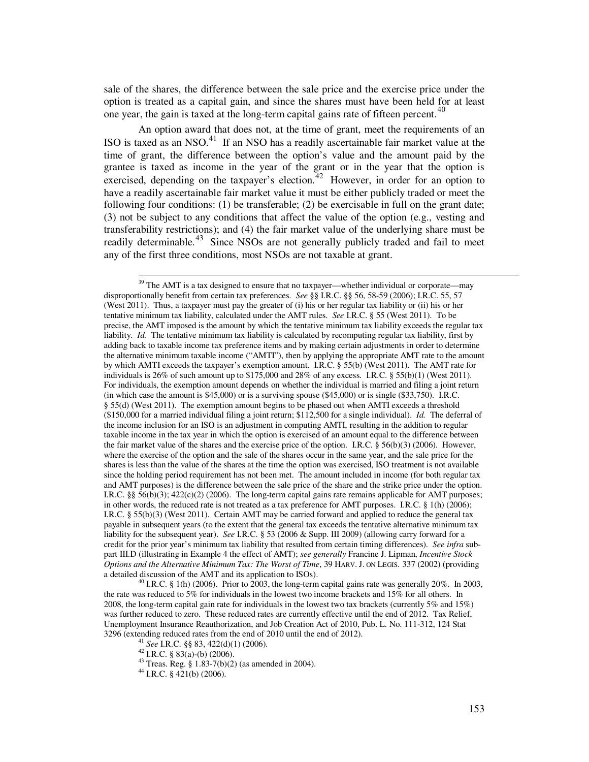sale of the shares, the difference between the sale price and the exercise price under the option is treated as a capital gain, and since the shares must have been held for at least one year, the gain is taxed at the long-term capital gains rate of fifteen percent.[40]

An option award that does not, at the time of grant, meet the requirements of an ISO is taxed as an NSO.[41] If an NSO has a readily ascertainable fair market value at the time of grant, the difference between the option's value and the amount paid by the grantee is taxed as income in the year of the grant or in the year that the option is exercised, depending on the taxpayer's election.[42] However, in order for an option to have a readily ascertainable fair market value it must be either publicly traded or meet the following four conditions: (1) be transferable; (2) be exercisable in full on the grant date; (3) not be subject to any conditions that affect the value of the option (e.g., vesting and transferability restrictions); and (4) the fair market value of the underlying share must be readily determinable.[43] Since NSOs are not generally publicly traded and fail to meet any of the first three conditions, most NSOs are not taxable at grant.

---

[39] The AMT is a tax designed to ensure that no taxpayer—whether individual or corporate—may disproportionally benefit from certain tax preferences. *See* §§ I.R.C. §§ 56, 58-59 (2006); I.R.C. 55, 57 (West 2011). Thus, a taxpayer must pay the greater of (i) his or her regular tax liability or (ii) his or her tentative minimum tax liability, calculated under the AMT rules. *See* I.R.C. § 55 (West 2011). To be precise, the AMT imposed is the amount by which the tentative minimum tax liability exceeds the regular tax liability. *Id.* The tentative minimum tax liability is calculated by recomputing regular tax liability, first by adding back to taxable income tax preference items and by making certain adjustments in order to determine the alternative minimum taxable income ("AMTI"), then by applying the appropriate AMT rate to the amount by which AMTI exceeds the taxpayer's exemption amount. I.R.C. § 55(b) (West 2011). The AMT rate for individuals is 26% of such amount up to $175,000 and 28% of any excess. I.R.C. § 55(b)(1) (West 2011). For individuals, the exemption amount depends on whether the individual is married and filing a joint return (in which case the amount is $45,000) or is a surviving spouse ($45,000) or is single ($33,750). I.R.C. § 55(d) (West 2011). The exemption amount begins to be phased out when AMTI exceeds a threshold ($150,000 for a married individual filing a joint return; $112,500 for a single individual). *Id.* The deferral of the income inclusion for an ISO is an adjustment in computing AMTI, resulting in the addition to regular taxable income in the tax year in which the option is exercised of an amount equal to the difference between the fair market value of the shares and the exercise price of the option. I.R.C. § 56(b)(3) (2006). However, where the exercise of the option and the sale of the shares occur in the same year, and the sale price for the shares is less than the value of the shares at the time the option was exercised, ISO treatment is not available since the holding period requirement has not been met. The amount included in income (for both regular tax and AMT purposes) is the difference between the sale price of the share and the strike price under the option. I.R.C. §§ 56(b)(3); 422(c)(2) (2006). The long-term capital gains rate remains applicable for AMT purposes; in other words, the reduced rate is not treated as a tax preference for AMT purposes. I.R.C. § 1(h) (2006); I.R.C. § 55(b)(3) (West 2011). Certain AMT may be carried forward and applied to reduce the general tax payable in subsequent years (to the extent that the general tax exceeds the tentative alternative minimum tax liability for the subsequent year). *See* I.R.C. § 53 (2006 & Supp. III 2009) (allowing carry forward for a credit for the prior year's minimum tax liability that resulted from certain timing differences). *See infra* sub-part III.D (illustrating in Example 4 the effect of AMT); *see generally* Francine J. Lipman, *Incentive Stock Options and the Alternative Minimum Tax: The Worst of Time*, 39 HARV. J. ON LEGIS. 337 (2002) (providing a detailed discussion of the AMT and its application to ISOs).

[40] I.R.C. § 1(h) (2006). Prior to 2003, the long-term capital gains rate was generally 20%. In 2003, the rate was reduced to 5% for individuals in the lowest two income brackets and 15% for all others. In 2008, the long-term capital gain rate for individuals in the lowest two tax brackets (currently 5% and 15%) was further reduced to zero. These reduced rates are currently effective until the end of 2012. Tax Relief, Unemployment Insurance Reauthorization, and Job Creation Act of 2010, Pub. L. No. 111-312, 124 Stat 3296 (extending reduced rates from the end of 2010 until the end of 2012).

[41] *See* I.R.C. §§ 83, 422(d)(1) (2006).

[42] I.R.C. § 83(a)-(b) (2006).

[43] Treas. Reg. § 1.83-7(b)(2) (as amended in 2004).

[44] I.R.C. § 421(b) (2006).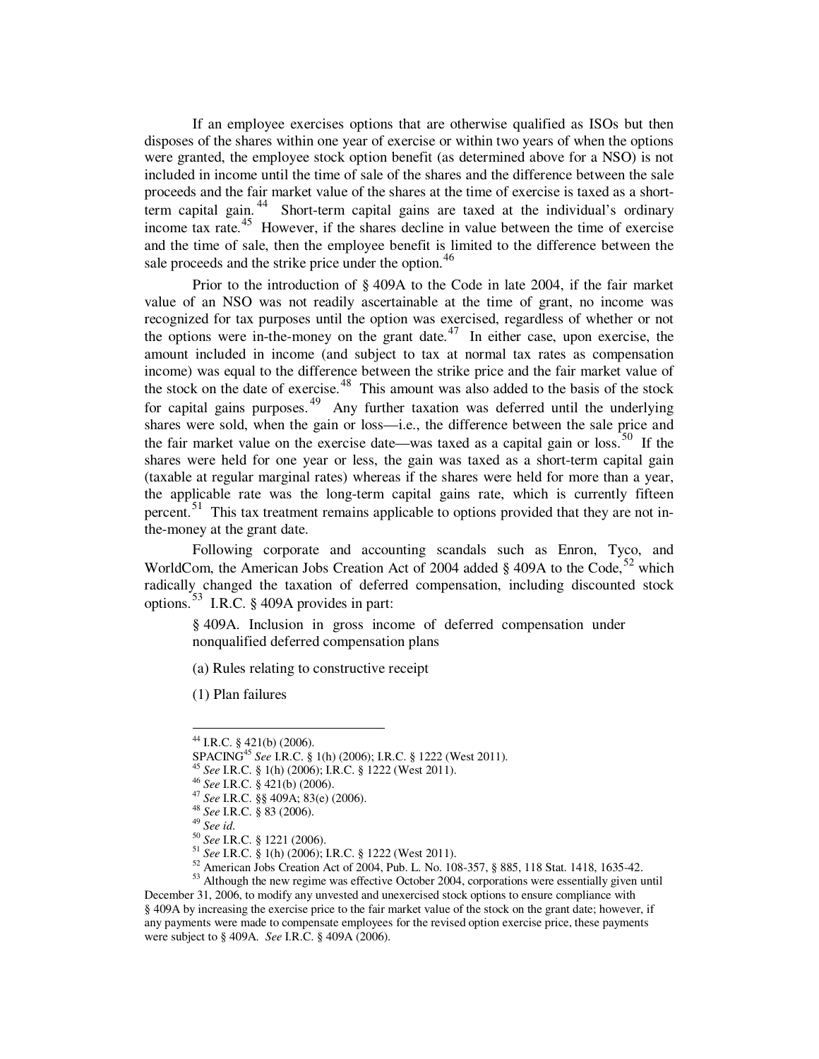If an employee exercises options that are otherwise qualified as ISOs but then disposes of the shares within one year of exercise or within two years of when the options were granted, the employee stock option benefit (as determined above for a NSO) is not included in income until the time of sale of the shares and the difference between the sale proceeds and the fair market value of the shares at the time of exercise is taxed as a short-term capital gain.[44] Short-term capital gains are taxed at the individual's ordinary income tax rate.[45] However, if the shares decline in value between the time of exercise and the time of sale, then the employee benefit is limited to the difference between the sale proceeds and the strike price under the option.[46]

Prior to the introduction of § 409A to the Code in late 2004, if the fair market value of an NSO was not readily ascertainable at the time of grant, no income was recognized for tax purposes until the option was exercised, regardless of whether or not the options were in-the-money on the grant date.[47] In either case, upon exercise, the amount included in income (and subject to tax at normal tax rates as compensation income) was equal to the difference between the strike price and the fair market value of the stock on the date of exercise.[48] This amount was also added to the basis of the stock for capital gains purposes.[49] Any further taxation was deferred until the underlying shares were sold, when the gain or loss—i.e., the difference between the sale price and the fair market value on the exercise date—was taxed as a capital gain or loss.[50] If the shares were held for one year or less, the gain was taxed as a short-term capital gain (taxable at regular marginal rates) whereas if the shares were held for more than a year, the applicable rate was the long-term capital gains rate, which is currently fifteen percent.[51] This tax treatment remains applicable to options provided that they are not in-the-money at the grant date.

Following corporate and accounting scandals such as Enron, Tyco, and WorldCom, the American Jobs Creation Act of 2004 added § 409A to the Code,[52] which radically changed the taxation of deferred compensation, including discounted stock options.[53] I.R.C. § 409A provides in part:

> § 409A. Inclusion in gross income of deferred compensation under nonqualified deferred compensation plans
>
> (a) Rules relating to constructive receipt
>
> (1) Plan failures

---

[44] I.R.C. § 421(b) (2006).

SPACING[45] *See* I.R.C. § 1(h) (2006); I.R.C. § 1222 (West 2011).

[45] *See* I.R.C. § 1(h) (2006); I.R.C. § 1222 (West 2011).

[46] *See* I.R.C. § 421(b) (2006).

[47] *See* I.R.C. §§ 409A; 83(e) (2006).

[48] *See* I.R.C. § 83 (2006).

[49] *See id.*

[50] *See* I.R.C. § 1221 (2006).

[51] *See* I.R.C. § 1(h) (2006); I.R.C. § 1222 (West 2011).

[52] American Jobs Creation Act of 2004, Pub. L. No. 108-357, § 885, 118 Stat. 1418, 1635-42.

[53] Although the new regime was effective October 2004, corporations were essentially given until December 31, 2006, to modify any unvested and unexercised stock options to ensure compliance with § 409A by increasing the exercise price to the fair market value of the stock on the grant date; however, if any payments were made to compensate employees for the revised option exercise price, these payments were subject to § 409A. *See* I.R.C. § 409A (2006).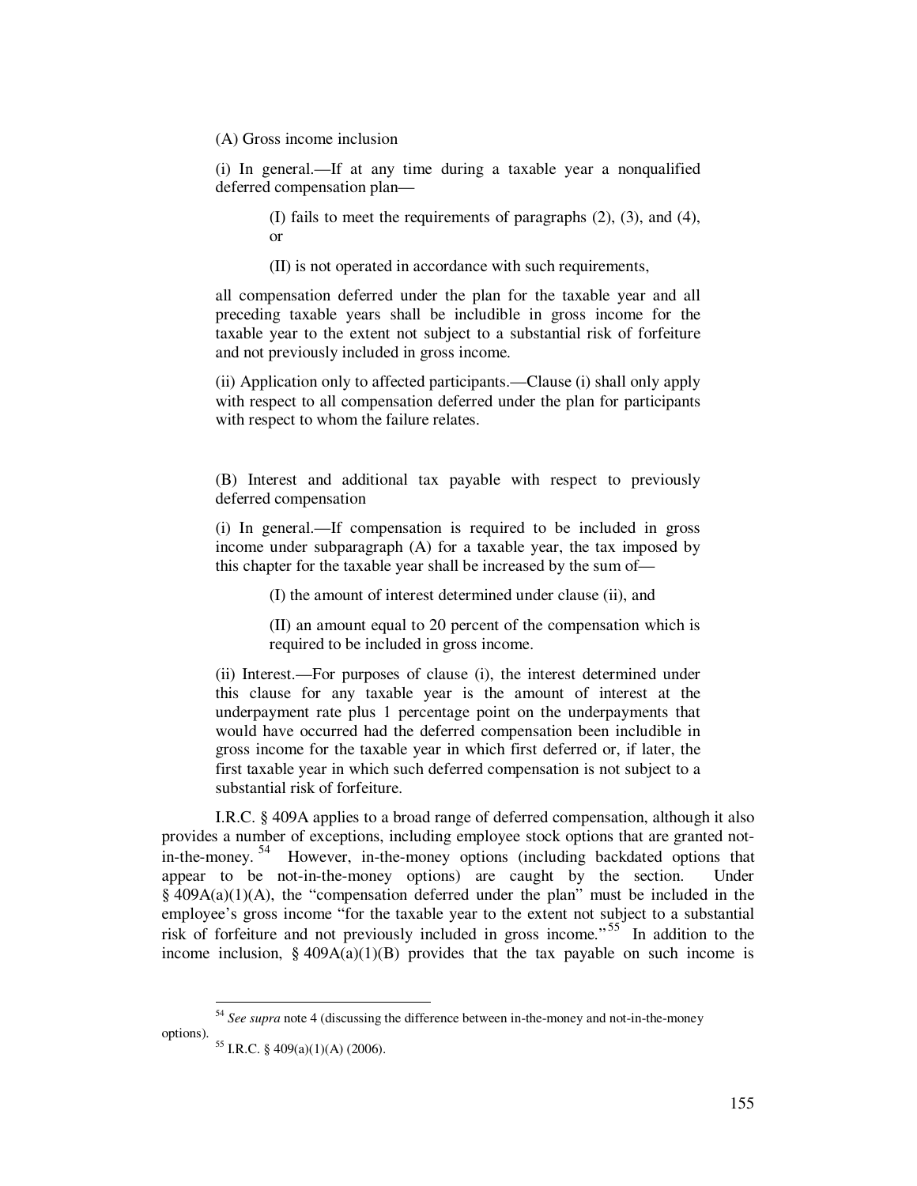> (A) Gross income inclusion
>
> (i) In general.—If at any time during a taxable year a nonqualified deferred compensation plan—
>
> > (I) fails to meet the requirements of paragraphs (2), (3), and (4), or
> >
> > (II) is not operated in accordance with such requirements,
>
> all compensation deferred under the plan for the taxable year and all preceding taxable years shall be includible in gross income for the taxable year to the extent not subject to a substantial risk of forfeiture and not previously included in gross income.
>
> (ii) Application only to affected participants.—Clause (i) shall only apply with respect to all compensation deferred under the plan for participants with respect to whom the failure relates.
>
> (B) Interest and additional tax payable with respect to previously deferred compensation
>
> (i) In general.—If compensation is required to be included in gross income under subparagraph (A) for a taxable year, the tax imposed by this chapter for the taxable year shall be increased by the sum of—
>
> > (I) the amount of interest determined under clause (ii), and
> >
> > (II) an amount equal to 20 percent of the compensation which is required to be included in gross income.
>
> (ii) Interest.—For purposes of clause (i), the interest determined under this clause for any taxable year is the amount of interest at the underpayment rate plus 1 percentage point on the underpayments that would have occurred had the deferred compensation been includible in gross income for the taxable year in which first deferred or, if later, the first taxable year in which such deferred compensation is not subject to a substantial risk of forfeiture.

I.R.C. § 409A applies to a broad range of deferred compensation, although it also provides a number of exceptions, including employee stock options that are granted not-in-the-money.[54] However, in-the-money options (including backdated options that appear to be not-in-the-money options) are caught by the section. Under § 409A(a)(1)(A), the "compensation deferred under the plan" must be included in the employee's gross income "for the taxable year to the extent not subject to a substantial risk of forfeiture and not previously included in gross income."[55] In addition to the income inclusion, § 409A(a)(1)(B) provides that the tax payable on such income is

---

[54] *See supra* note 4 (discussing the difference between in-the-money and not-in-the-money options).

[55] I.R.C. § 409(a)(1)(A) (2006).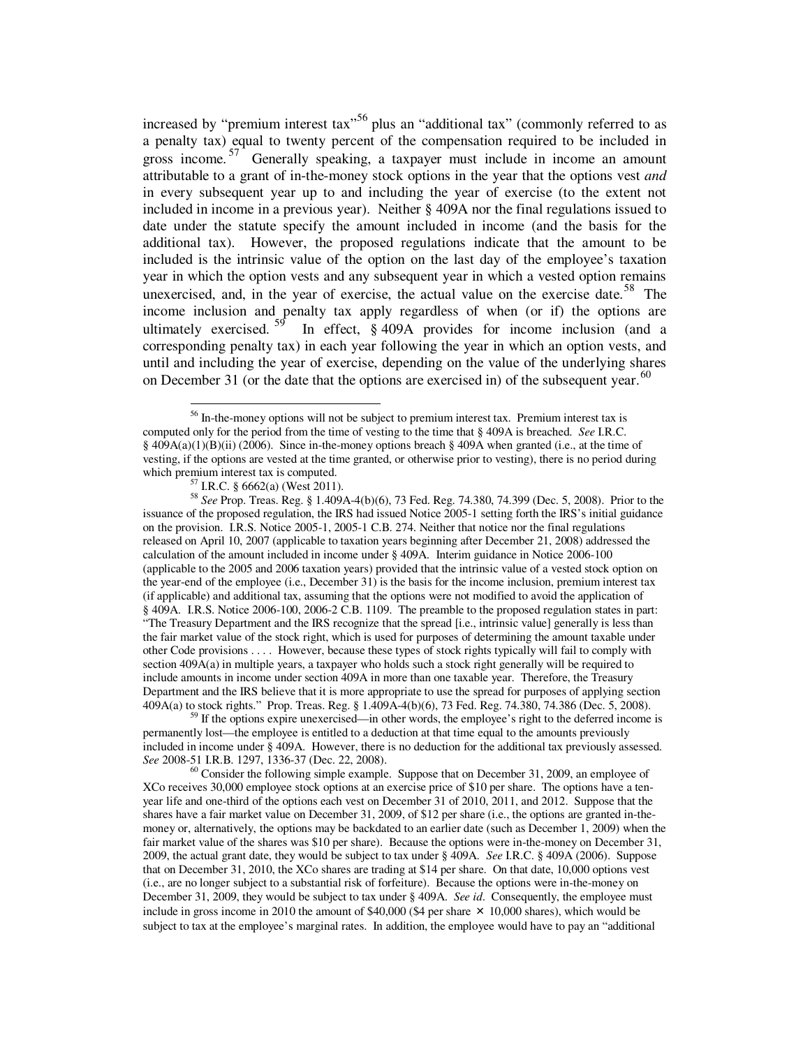increased by "premium interest tax"[56] plus an "additional tax" (commonly referred to as a penalty tax) equal to twenty percent of the compensation required to be included in gross income.[57] Generally speaking, a taxpayer must include in income an amount attributable to a grant of in-the-money stock options in the year that the options vest *and* in every subsequent year up to and including the year of exercise (to the extent not included in income in a previous year). Neither § 409A nor the final regulations issued to date under the statute specify the amount included in income (and the basis for the additional tax). However, the proposed regulations indicate that the amount to be included is the intrinsic value of the option on the last day of the employee's taxation year in which the option vests and any subsequent year in which a vested option remains unexercised, and, in the year of exercise, the actual value on the exercise date.[58] The income inclusion and penalty tax apply regardless of when (or if) the options are ultimately exercised.[59] In effect, § 409A provides for income inclusion (and a corresponding penalty tax) in each year following the year in which an option vests, and until and including the year of exercise, depending on the value of the underlying shares on December 31 (or the date that the options are exercised in) of the subsequent year.[60]

---

[56] In-the-money options will not be subject to premium interest tax. Premium interest tax is computed only for the period from the time of vesting to the time that § 409A is breached. *See* I.R.C. § 409A(a)(1)(B)(ii) (2006). Since in-the-money options breach § 409A when granted (i.e., at the time of vesting, if the options are vested at the time granted, or otherwise prior to vesting), there is no period during which premium interest tax is computed.

[57] I.R.C. § 6662(a) (West 2011).

[58] *See* Prop. Treas. Reg. § 1.409A-4(b)(6), 73 Fed. Reg. 74.380, 74.399 (Dec. 5, 2008). Prior to the issuance of the proposed regulation, the IRS had issued Notice 2005-1 setting forth the IRS's initial guidance on the provision. I.R.S. Notice 2005-1, 2005-1 C.B. 274. Neither that notice nor the final regulations released on April 10, 2007 (applicable to taxation years beginning after December 21, 2008) addressed the calculation of the amount included in income under § 409A. Interim guidance in Notice 2006-100 (applicable to the 2005 and 2006 taxation years) provided that the intrinsic value of a vested stock option on the year-end of the employee (i.e., December 31) is the basis for the income inclusion, premium interest tax (if applicable) and additional tax, assuming that the options were not modified to avoid the application of § 409A. I.R.S. Notice 2006-100, 2006-2 C.B. 1109. The preamble to the proposed regulation states in part: "The Treasury Department and the IRS recognize that the spread [i.e., intrinsic value] generally is less than the fair market value of the stock right, which is used for purposes of determining the amount taxable under other Code provisions . . . . However, because these types of stock rights typically will fail to comply with section 409A(a) in multiple years, a taxpayer who holds such a stock right generally will be required to include amounts in income under section 409A in more than one taxable year. Therefore, the Treasury Department and the IRS believe that it is more appropriate to use the spread for purposes of applying section 409A(a) to stock rights." Prop. Treas. Reg. § 1.409A-4(b)(6), 73 Fed. Reg. 74.380, 74.386 (Dec. 5, 2008).

[59] If the options expire unexercised—in other words, the employee's right to the deferred income is permanently lost—the employee is entitled to a deduction at that time equal to the amounts previously included in income under § 409A. However, there is no deduction for the additional tax previously assessed. *See* 2008-51 I.R.B. 1297, 1336-37 (Dec. 22, 2008).

[60] Consider the following simple example. Suppose that on December 31, 2009, an employee of XCo receives 30,000 employee stock options at an exercise price of $10 per share. The options have a ten-year life and one-third of the options each vest on December 31 of 2010, 2011, and 2012. Suppose that the shares have a fair market value on December 31, 2009, of $12 per share (i.e., the options are granted in-the-money or, alternatively, the options may be backdated to an earlier date (such as December 1, 2009) when the fair market value of the shares was $10 per share). Because the options were in-the-money on December 31, 2009, the actual grant date, they would be subject to tax under § 409A. *See* I.R.C. § 409A (2006). Suppose that on December 31, 2010, the XCo shares are trading at $14 per share. On that date, 10,000 options vest (i.e., are no longer subject to a substantial risk of forfeiture). Because the options were in-the-money on December 31, 2009, they would be subject to tax under § 409A. *See id*. Consequently, the employee must include in gross income in 2010 the amount of $40,000 ($4 per share × 10,000 shares), which would be subject to tax at the employee's marginal rates. In addition, the employee would have to pay an "additional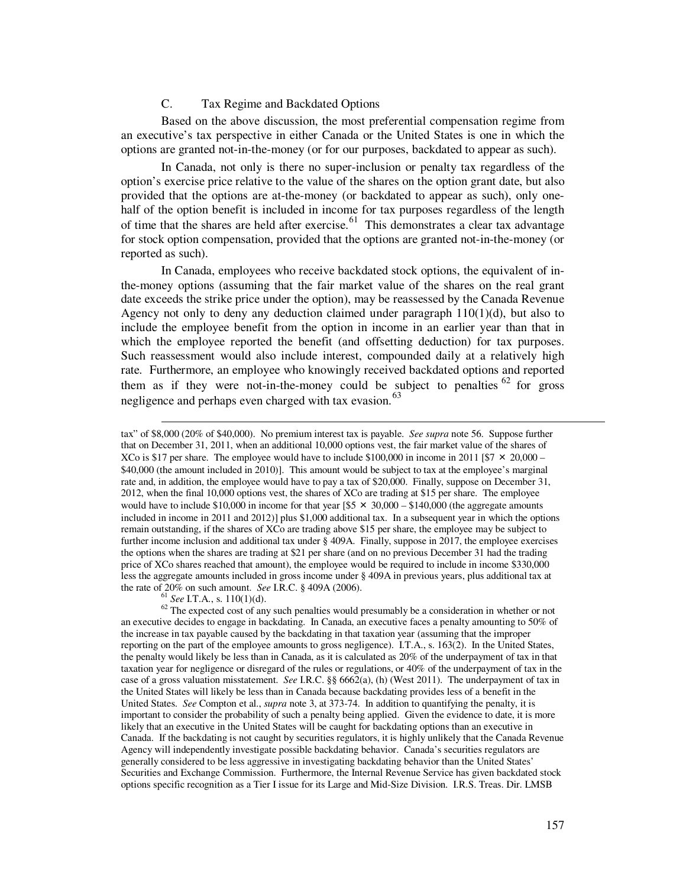### C. Tax Regime and Backdated Options

Based on the above discussion, the most preferential compensation regime from an executive's tax perspective in either Canada or the United States is one in which the options are granted not-in-the-money (or for our purposes, backdated to appear as such).

In Canada, not only is there no super-inclusion or penalty tax regardless of the option's exercise price relative to the value of the shares on the option grant date, but also provided that the options are at-the-money (or backdated to appear as such), only one-half of the option benefit is included in income for tax purposes regardless of the length of time that the shares are held after exercise.[61] This demonstrates a clear tax advantage for stock option compensation, provided that the options are granted not-in-the-money (or reported as such).

In Canada, employees who receive backdated stock options, the equivalent of in-the-money options (assuming that the fair market value of the shares on the real grant date exceeds the strike price under the option), may be reassessed by the Canada Revenue Agency not only to deny any deduction claimed under paragraph 110(1)(d), but also to include the employee benefit from the option in income in an earlier year than that in which the employee reported the benefit (and offsetting deduction) for tax purposes. Such reassessment would also include interest, compounded daily at a relatively high rate. Furthermore, an employee who knowingly received backdated options and reported them as if they were not-in-the-money could be subject to penalties[62] for gross negligence and perhaps even charged with tax evasion.[63]

---

tax" of \$8,000 (20% of \$40,000). No premium interest tax is payable. *See supra* note 56. Suppose further that on December 31, 2011, when an additional 10,000 options vest, the fair market value of the shares of XCo is \$17 per share. The employee would have to include \$100,000 in income in 2011 [\$7 × 20,000 – \$40,000 (the amount included in 2010)]. This amount would be subject to tax at the employee's marginal rate and, in addition, the employee would have to pay a tax of \$20,000. Finally, suppose on December 31, 2012, when the final 10,000 options vest, the shares of XCo are trading at \$15 per share. The employee would have to include \$10,000 in income for that year [\$5 × 30,000 – \$140,000 (the aggregate amounts included in income in 2011 and 2012)] plus \$1,000 additional tax. In a subsequent year in which the options remain outstanding, if the shares of XCo are trading above \$15 per share, the employee may be subject to further income inclusion and additional tax under § 409A. Finally, suppose in 2017, the employee exercises the options when the shares are trading at \$21 per share (and on no previous December 31 had the trading price of XCo shares reached that amount), the employee would be required to include in income \$330,000 less the aggregate amounts included in gross income under § 409A in previous years, plus additional tax at the rate of 20% on such amount. *See* I.R.C. § 409A (2006).

[61] *See* I.T.A., s. 110(1)(d).

[62] The expected cost of any such penalties would presumably be a consideration in whether or not an executive decides to engage in backdating. In Canada, an executive faces a penalty amounting to 50% of the increase in tax payable caused by the backdating in that taxation year (assuming that the improper reporting on the part of the employee amounts to gross negligence). I.T.A., s. 163(2). In the United States, the penalty would likely be less than in Canada, as it is calculated as 20% of the underpayment of tax in that taxation year for negligence or disregard of the rules or regulations, or 40% of the underpayment of tax in the case of a gross valuation misstatement. *See* I.R.C. §§ 6662(a), (h) (West 2011). The underpayment of tax in the United States will likely be less than in Canada because backdating provides less of a benefit in the United States. *See* Compton et al., *supra* note 3, at 373-74. In addition to quantifying the penalty, it is important to consider the probability of such a penalty being applied. Given the evidence to date, it is more likely that an executive in the United States will be caught for backdating options than an executive in Canada. If the backdating is not caught by securities regulators, it is highly unlikely that the Canada Revenue Agency will independently investigate possible backdating behavior. Canada's securities regulators are generally considered to be less aggressive in investigating backdating behavior than the United States' Securities and Exchange Commission. Furthermore, the Internal Revenue Service has given backdated stock options specific recognition as a Tier I issue for its Large and Mid-Size Division. I.R.S. Treas. Dir. LMSB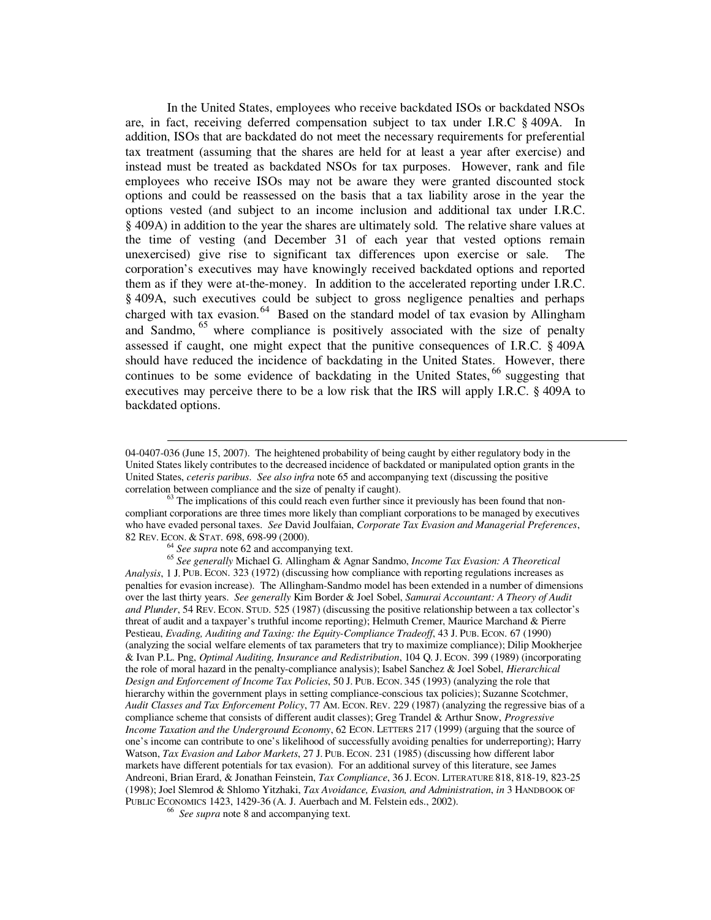In the United States, employees who receive backdated ISOs or backdated NSOs are, in fact, receiving deferred compensation subject to tax under I.R.C § 409A. In addition, ISOs that are backdated do not meet the necessary requirements for preferential tax treatment (assuming that the shares are held for at least a year after exercise) and instead must be treated as backdated NSOs for tax purposes. However, rank and file employees who receive ISOs may not be aware they were granted discounted stock options and could be reassessed on the basis that a tax liability arose in the year the options vested (and subject to an income inclusion and additional tax under I.R.C. § 409A) in addition to the year the shares are ultimately sold. The relative share values at the time of vesting (and December 31 of each year that vested options remain unexercised) give rise to significant tax differences upon exercise or sale. The corporation's executives may have knowingly received backdated options and reported them as if they were at-the-money. In addition to the accelerated reporting under I.R.C. § 409A, such executives could be subject to gross negligence penalties and perhaps charged with tax evasion.[64] Based on the standard model of tax evasion by Allingham and Sandmo,[65] where compliance is positively associated with the size of penalty assessed if caught, one might expect that the punitive consequences of I.R.C. § 409A should have reduced the incidence of backdating in the United States. However, there continues to be some evidence of backdating in the United States,[66] suggesting that executives may perceive there to be a low risk that the IRS will apply I.R.C. § 409A to backdated options.

---

04-0407-036 (June 15, 2007). The heightened probability of being caught by either regulatory body in the United States likely contributes to the decreased incidence of backdated or manipulated option grants in the United States, *ceteris paribus*. *See also infra* note 65 and accompanying text (discussing the positive correlation between compliance and the size of penalty if caught).

[63] The implications of this could reach even further since it previously has been found that non-compliant corporations are three times more likely than compliant corporations to be managed by executives who have evaded personal taxes. *See* David Joulfaian, *Corporate Tax Evasion and Managerial Preferences*, 82 REV. ECON. & STAT. 698, 698-99 (2000).

[64] *See supra* note 62 and accompanying text.

[65] *See generally* Michael G. Allingham & Agnar Sandmo, *Income Tax Evasion: A Theoretical Analysis*, 1 J. PUB. ECON. 323 (1972) (discussing how compliance with reporting regulations increases as penalties for evasion increase). The Allingham-Sandmo model has been extended in a number of dimensions over the last thirty years. *See generally* Kim Border & Joel Sobel, *Samurai Accountant: A Theory of Audit and Plunder*, 54 REV. ECON. STUD. 525 (1987) (discussing the positive relationship between a tax collector's threat of audit and a taxpayer's truthful income reporting); Helmuth Cremer, Maurice Marchand & Pierre Pestieau, *Evading, Auditing and Taxing: the Equity-Compliance Tradeoff*, 43 J. PUB. ECON. 67 (1990) (analyzing the social welfare elements of tax parameters that try to maximize compliance); Dilip Mookherjee & Ivan P.L. Png, *Optimal Auditing, Insurance and Redistribution*, 104 Q. J. ECON. 399 (1989) (incorporating the role of moral hazard in the penalty-compliance analysis); Isabel Sanchez & Joel Sobel, *Hierarchical Design and Enforcement of Income Tax Policies*, 50 J. PUB. ECON. 345 (1993) (analyzing the role that hierarchy within the government plays in setting compliance-conscious tax policies); Suzanne Scotchmer, *Audit Classes and Tax Enforcement Policy*, 77 AM. ECON. REV. 229 (1987) (analyzing the regressive bias of a compliance scheme that consists of different audit classes); Greg Trandel & Arthur Snow, *Progressive Income Taxation and the Underground Economy*, 62 ECON. LETTERS 217 (1999) (arguing that the source of one's income can contribute to one's likelihood of successfully avoiding penalties for underreporting); Harry Watson, *Tax Evasion and Labor Markets*, 27 J. PUB. ECON. 231 (1985) (discussing how different labor markets have different potentials for tax evasion). For an additional survey of this literature, see James Andreoni, Brian Erard, & Jonathan Feinstein, *Tax Compliance*, 36 J. ECON. LITERATURE 818, 818-19, 823-25 (1998); Joel Slemrod & Shlomo Yitzhaki, *Tax Avoidance, Evasion, and Administration*, *in* 3 HANDBOOK OF PUBLIC ECONOMICS 1423, 1429-36 (A. J. Auerbach and M. Felstein eds., 2002).

[66] *See supra* note 8 and accompanying text.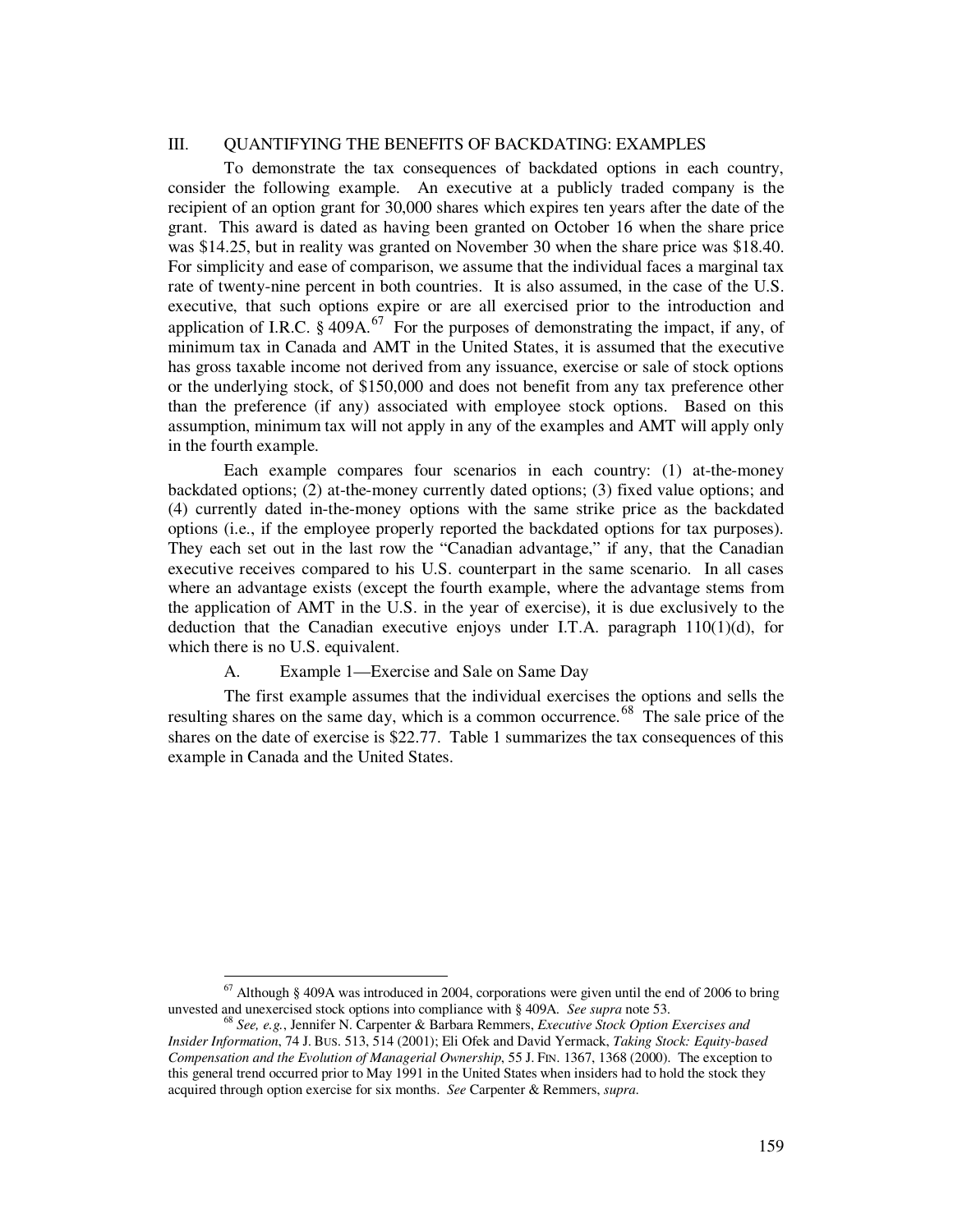## III. QUANTIFYING THE BENEFITS OF BACKDATING: EXAMPLES

To demonstrate the tax consequences of backdated options in each country, consider the following example. An executive at a publicly traded company is the recipient of an option grant for 30,000 shares which expires ten years after the date of the grant. This award is dated as having been granted on October 16 when the share price was $14.25, but in reality was granted on November 30 when the share price was $18.40. For simplicity and ease of comparison, we assume that the individual faces a marginal tax rate of twenty-nine percent in both countries. It is also assumed, in the case of the U.S. executive, that such options expire or are all exercised prior to the introduction and application of I.R.C. § 409A.[67] For the purposes of demonstrating the impact, if any, of minimum tax in Canada and AMT in the United States, it is assumed that the executive has gross taxable income not derived from any issuance, exercise or sale of stock options or the underlying stock, of $150,000 and does not benefit from any tax preference other than the preference (if any) associated with employee stock options. Based on this assumption, minimum tax will not apply in any of the examples and AMT will apply only in the fourth example.

Each example compares four scenarios in each country: (1) at-the-money backdated options; (2) at-the-money currently dated options; (3) fixed value options; and (4) currently dated in-the-money options with the same strike price as the backdated options (i.e., if the employee properly reported the backdated options for tax purposes). They each set out in the last row the "Canadian advantage," if any, that the Canadian executive receives compared to his U.S. counterpart in the same scenario. In all cases where an advantage exists (except the fourth example, where the advantage stems from the application of AMT in the U.S. in the year of exercise), it is due exclusively to the deduction that the Canadian executive enjoys under I.T.A. paragraph 110(1)(d), for which there is no U.S. equivalent.

### A. Example 1—Exercise and Sale on Same Day

The first example assumes that the individual exercises the options and sells the resulting shares on the same day, which is a common occurrence.[68] The sale price of the shares on the date of exercise is $22.77. Table 1 summarizes the tax consequences of this example in Canada and the United States.

---

[67] Although § 409A was introduced in 2004, corporations were given until the end of 2006 to bring unvested and unexercised stock options into compliance with § 409A. *See supra* note 53.

[68] *See, e.g.*, Jennifer N. Carpenter & Barbara Remmers, *Executive Stock Option Exercises and Insider Information*, 74 J. BUS. 513, 514 (2001); Eli Ofek and David Yermack, *Taking Stock: Equity-based Compensation and the Evolution of Managerial Ownership*, 55 J. FIN. 1367, 1368 (2000). The exception to this general trend occurred prior to May 1991 in the United States when insiders had to hold the stock they acquired through option exercise for six months. *See* Carpenter & Remmers, *supra*.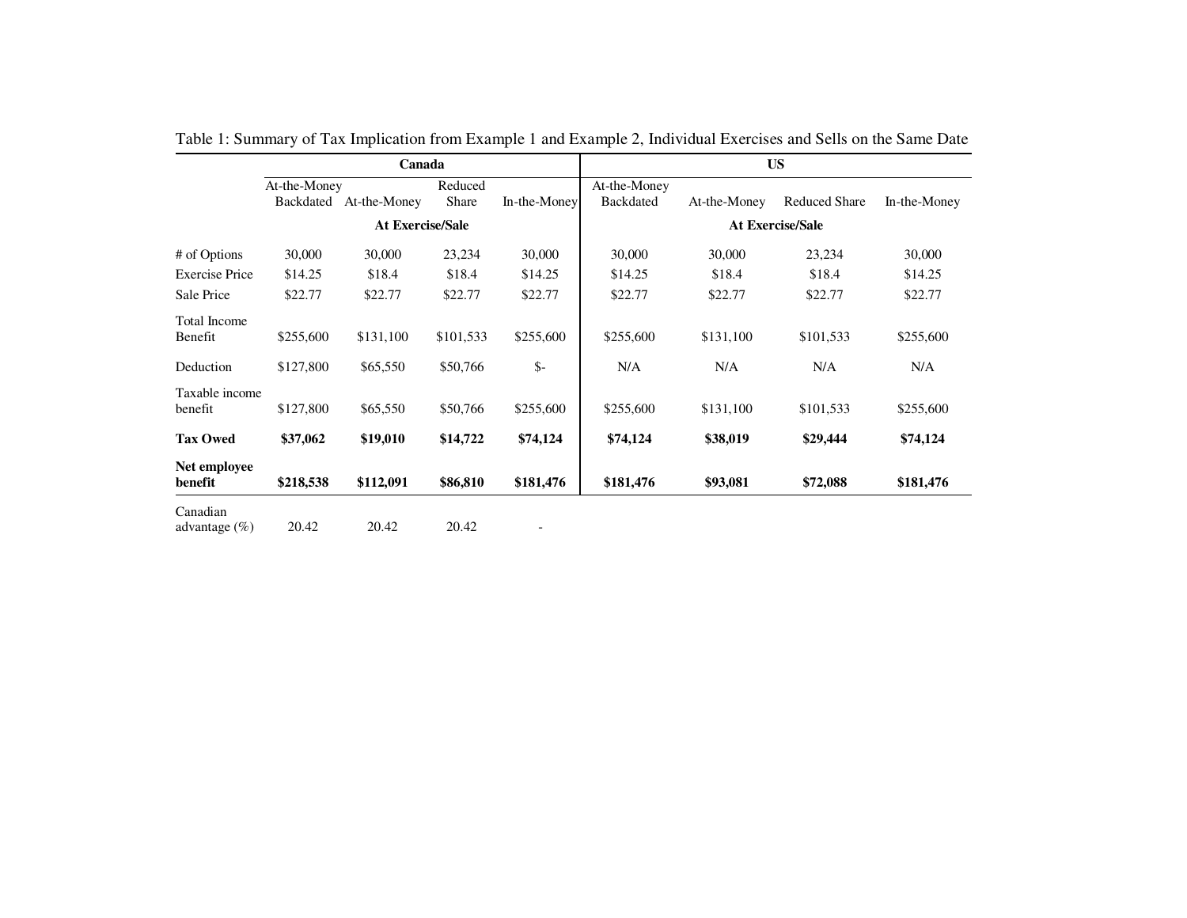Table 1: Summary of Tax Implication from Example 1 and Example 2, Individual Exercises and Sells on the Same Date

| | Canada | | | | US | | | |
|---|---|---|---|---|---|---|---|---|
| | At-the-Money Backdated | At-the-Money | Reduced Share | In-the-Money | At-the-Money Backdated | At-the-Money | Reduced Share | In-the-Money |
| | At Exercise/Sale | | | | At Exercise/Sale | | | |
| # of Options | 30,000 | 30,000 | 23,234 | 30,000 | 30,000 | 30,000 | 23,234 | 30,000 |
| Exercise Price | $14.25 | $18.4 | $18.4 | $14.25 | $14.25 | $18.4 | $18.4 | $14.25 |
| Sale Price | $22.77 | $22.77 | $22.77 | $22.77 | $22.77 | $22.77 | $22.77 | $22.77 |
| Total Income Benefit | $255,600 | $131,100 | $101,533 | $255,600 | $255,600 | $131,100 | $101,533 | $255,600 |
| Deduction | $127,800 | $65,550 | $50,766 | $- | N/A | N/A | N/A | N/A |
| Taxable income benefit | $127,800 | $65,550 | $50,766 | $255,600 | $255,600 | $131,100 | $101,533 | $255,600 |
| **Tax Owed** | **$37,062** | **$19,010** | **$14,722** | **$74,124** | **$74,124** | **$38,019** | **$29,444** | **$74,124** |
| **Net employee benefit** | **$218,538** | **$112,091** | **$86,810** | **$181,476** | **$181,476** | **$93,081** | **$72,088** | **$181,476** |
| Canadian advantage (%) | 20.42 | 20.42 | 20.42 | - | | | | |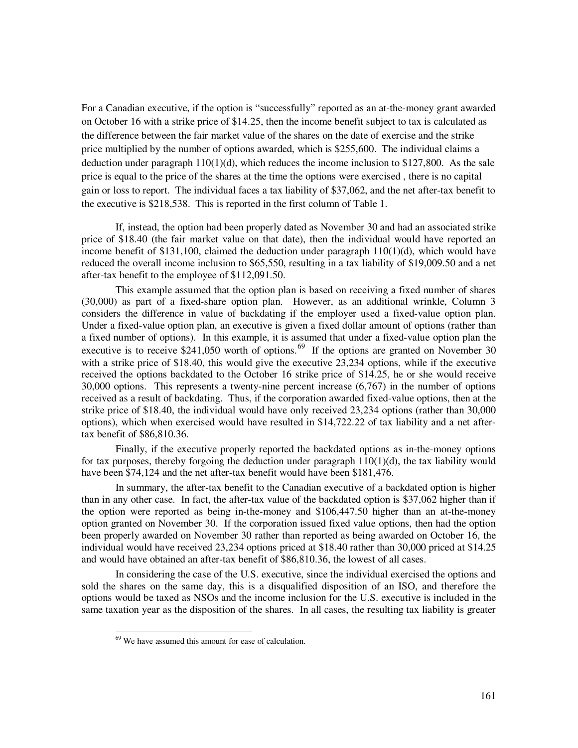For a Canadian executive, if the option is "successfully" reported as an at-the-money grant awarded on October 16 with a strike price of $14.25, then the income benefit subject to tax is calculated as the difference between the fair market value of the shares on the date of exercise and the strike price multiplied by the number of options awarded, which is $255,600. The individual claims a deduction under paragraph 110(1)(d), which reduces the income inclusion to $127,800. As the sale price is equal to the price of the shares at the time the options were exercised , there is no capital gain or loss to report. The individual faces a tax liability of $37,062, and the net after-tax benefit to the executive is $218,538. This is reported in the first column of Table 1.

If, instead, the option had been properly dated as November 30 and had an associated strike price of $18.40 (the fair market value on that date), then the individual would have reported an income benefit of $131,100, claimed the deduction under paragraph 110(1)(d), which would have reduced the overall income inclusion to $65,550, resulting in a tax liability of $19,009.50 and a net after-tax benefit to the employee of $112,091.50.

This example assumed that the option plan is based on receiving a fixed number of shares (30,000) as part of a fixed-share option plan. However, as an additional wrinkle, Column 3 considers the difference in value of backdating if the employer used a fixed-value option plan. Under a fixed-value option plan, an executive is given a fixed dollar amount of options (rather than a fixed number of options). In this example, it is assumed that under a fixed-value option plan the executive is to receive $241,050 worth of options.[69] If the options are granted on November 30 with a strike price of $18.40, this would give the executive 23,234 options, while if the executive received the options backdated to the October 16 strike price of $14.25, he or she would receive 30,000 options. This represents a twenty-nine percent increase (6,767) in the number of options received as a result of backdating. Thus, if the corporation awarded fixed-value options, then at the strike price of $18.40, the individual would have only received 23,234 options (rather than 30,000 options), which when exercised would have resulted in $14,722.22 of tax liability and a net after-tax benefit of $86,810.36.

Finally, if the executive properly reported the backdated options as in-the-money options for tax purposes, thereby forgoing the deduction under paragraph 110(1)(d), the tax liability would have been $74,124 and the net after-tax benefit would have been $181,476.

In summary, the after-tax benefit to the Canadian executive of a backdated option is higher than in any other case. In fact, the after-tax value of the backdated option is $37,062 higher than if the option were reported as being in-the-money and $106,447.50 higher than an at-the-money option granted on November 30. If the corporation issued fixed value options, then had the option been properly awarded on November 30 rather than reported as being awarded on October 16, the individual would have received 23,234 options priced at $18.40 rather than 30,000 priced at $14.25 and would have obtained an after-tax benefit of $86,810.36, the lowest of all cases.

In considering the case of the U.S. executive, since the individual exercised the options and sold the shares on the same day, this is a disqualified disposition of an ISO, and therefore the options would be taxed as NSOs and the income inclusion for the U.S. executive is included in the same taxation year as the disposition of the shares. In all cases, the resulting tax liability is greater

---

[69] We have assumed this amount for ease of calculation.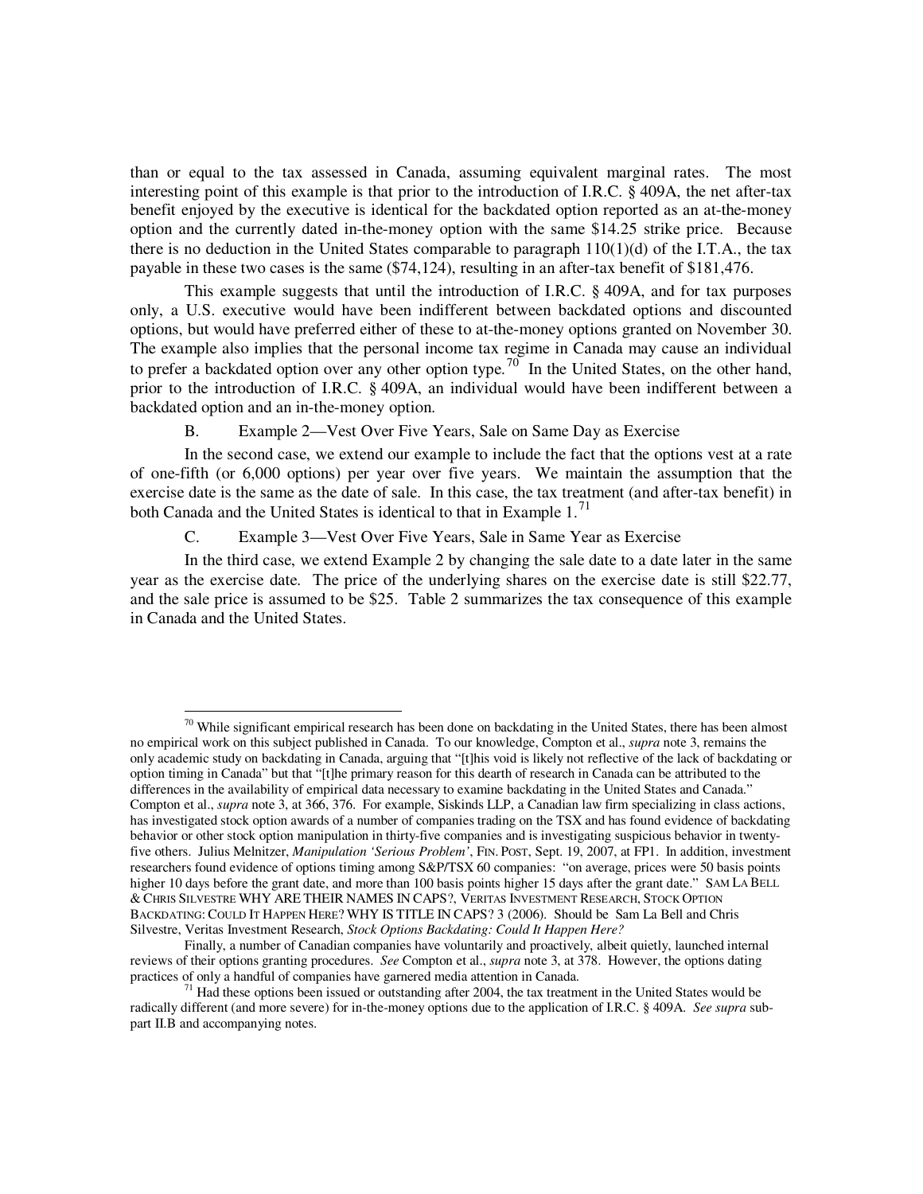than or equal to the tax assessed in Canada, assuming equivalent marginal rates. The most interesting point of this example is that prior to the introduction of I.R.C. § 409A, the net after-tax benefit enjoyed by the executive is identical for the backdated option reported as an at-the-money option and the currently dated in-the-money option with the same $14.25 strike price. Because there is no deduction in the United States comparable to paragraph 110(1)(d) of the I.T.A., the tax payable in these two cases is the same ($74,124), resulting in an after-tax benefit of $181,476.

This example suggests that until the introduction of I.R.C. § 409A, and for tax purposes only, a U.S. executive would have been indifferent between backdated options and discounted options, but would have preferred either of these to at-the-money options granted on November 30. The example also implies that the personal income tax regime in Canada may cause an individual to prefer a backdated option over any other option type.[70] In the United States, on the other hand, prior to the introduction of I.R.C. § 409A, an individual would have been indifferent between a backdated option and an in-the-money option.

### B. Example 2—Vest Over Five Years, Sale on Same Day as Exercise

In the second case, we extend our example to include the fact that the options vest at a rate of one-fifth (or 6,000 options) per year over five years. We maintain the assumption that the exercise date is the same as the date of sale. In this case, the tax treatment (and after-tax benefit) in both Canada and the United States is identical to that in Example 1.[71]

### C. Example 3—Vest Over Five Years, Sale in Same Year as Exercise

In the third case, we extend Example 2 by changing the sale date to a date later in the same year as the exercise date. The price of the underlying shares on the exercise date is still $22.77, and the sale price is assumed to be $25. Table 2 summarizes the tax consequence of this example in Canada and the United States.

---

[70] While significant empirical research has been done on backdating in the United States, there has been almost no empirical work on this subject published in Canada. To our knowledge, Compton et al., *supra* note 3, remains the only academic study on backdating in Canada, arguing that "[t]his void is likely not reflective of the lack of backdating or option timing in Canada" but that "[t]he primary reason for this dearth of research in Canada can be attributed to the differences in the availability of empirical data necessary to examine backdating in the United States and Canada." Compton et al., *supra* note 3, at 366, 376. For example, Siskinds LLP, a Canadian law firm specializing in class actions, has investigated stock option awards of a number of companies trading on the TSX and has found evidence of backdating behavior or other stock option manipulation in thirty-five companies and is investigating suspicious behavior in twenty-five others. Julius Melnitzer, *Manipulation 'Serious Problem'*, FIN. POST, Sept. 19, 2007, at FP1. In addition, investment researchers found evidence of options timing among S&P/TSX 60 companies: "on average, prices were 50 basis points higher 10 days before the grant date, and more than 100 basis points higher 15 days after the grant date." SAM LA BELL & CHRIS SILVESTRE WHY ARE THEIR NAMES IN CAPS?, VERITAS INVESTMENT RESEARCH, STOCK OPTION BACKDATING: COULD IT HAPPEN HERE? WHY IS TITLE IN CAPS? 3 (2006). Should be Sam La Bell and Chris Silvestre, Veritas Investment Research, *Stock Options Backdating: Could It Happen Here?*

Finally, a number of Canadian companies have voluntarily and proactively, albeit quietly, launched internal reviews of their options granting procedures. *See* Compton et al., *supra* note 3, at 378. However, the options dating practices of only a handful of companies have garnered media attention in Canada.

[71] Had these options been issued or outstanding after 2004, the tax treatment in the United States would be radically different (and more severe) for in-the-money options due to the application of I.R.C. § 409A. *See supra* subpart II.B and accompanying notes.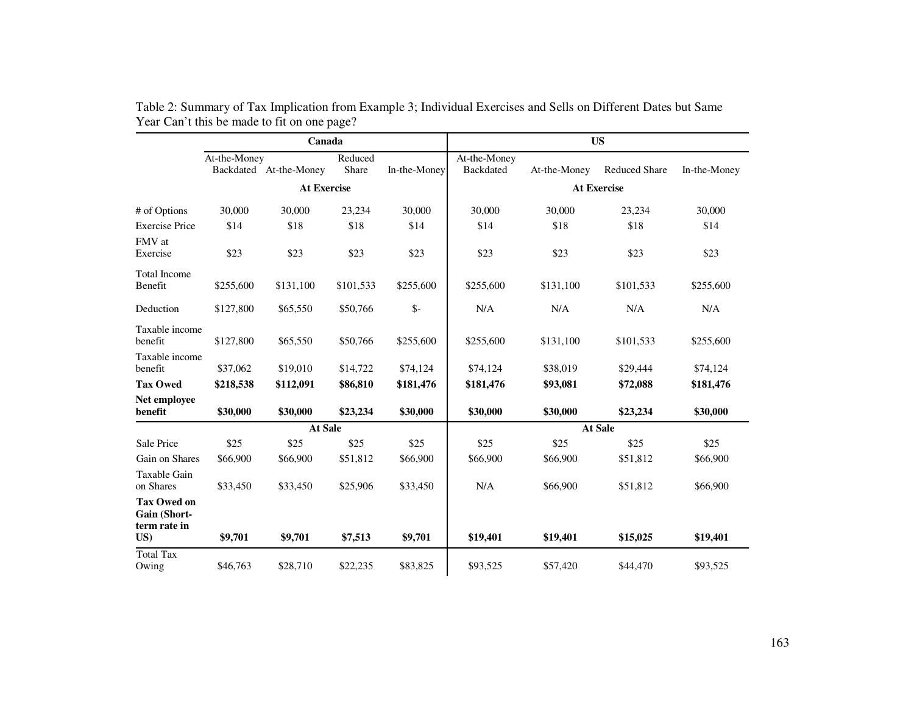Table 2: Summary of Tax Implication from Example 3; Individual Exercises and Sells on Different Dates but Same Year Can't this be made to fit on one page?

| | Canada | | | | US | | | |
|---|---|---|---|---|---|---|---|---|
| | At-the-Money Backdated | At-the-Money | Reduced Share | In-the-Money | At-the-Money Backdated | At-the-Money | Reduced Share | In-the-Money |
| | **At Exercise** | | | | **At Exercise** | | | |
| # of Options | 30,000 | 30,000 | 23,234 | 30,000 | 30,000 | 30,000 | 23,234 | 30,000 |
| Exercise Price | $14 | $18 | $18 | $14 | $14 | $18 | $18 | $14 |
| FMV at Exercise | $23 | $23 | $23 | $23 | $23 | $23 | $23 | $23 |
| Total Income Benefit | $255,600 | $131,100 | $101,533 | $255,600 | $255,600 | $131,100 | $101,533 | $255,600 |
| Deduction | $127,800 | $65,550 | $50,766 | $- | N/A | N/A | N/A | N/A |
| Taxable income benefit | $127,800 | $65,550 | $50,766 | $255,600 | $255,600 | $131,100 | $101,533 | $255,600 |
| Taxable income benefit | $37,062 | $19,010 | $14,722 | $74,124 | $74,124 | $38,019 | $29,444 | $74,124 |
| **Tax Owed** | **$218,538** | **$112,091** | **$86,810** | **$181,476** | **$181,476** | **$93,081** | **$72,088** | **$181,476** |
| **Net employee benefit** | **$30,000** | **$30,000** | **$23,234** | **$30,000** | **$30,000** | **$30,000** | **$23,234** | **$30,000** |
| | **At Sale** | | | | **At Sale** | | | |
| Sale Price | $25 | $25 | $25 | $25 | $25 | $25 | $25 | $25 |
| Gain on Shares | $66,900 | $66,900 | $51,812 | $66,900 | $66,900 | $66,900 | $51,812 | $66,900 |
| Taxable Gain on Shares | $33,450 | $33,450 | $25,906 | $33,450 | N/A | $66,900 | $51,812 | $66,900 |
| **Tax Owed on Gain (Short-term rate in US)** | **$9,701** | **$9,701** | **$7,513** | **$9,701** | **$19,401** | **$19,401** | **$15,025** | **$19,401** |
| Total Tax Owing | $46,763 | $28,710 | $22,235 | $83,825 | $93,525 | $57,420 | $44,470 | $93,525 |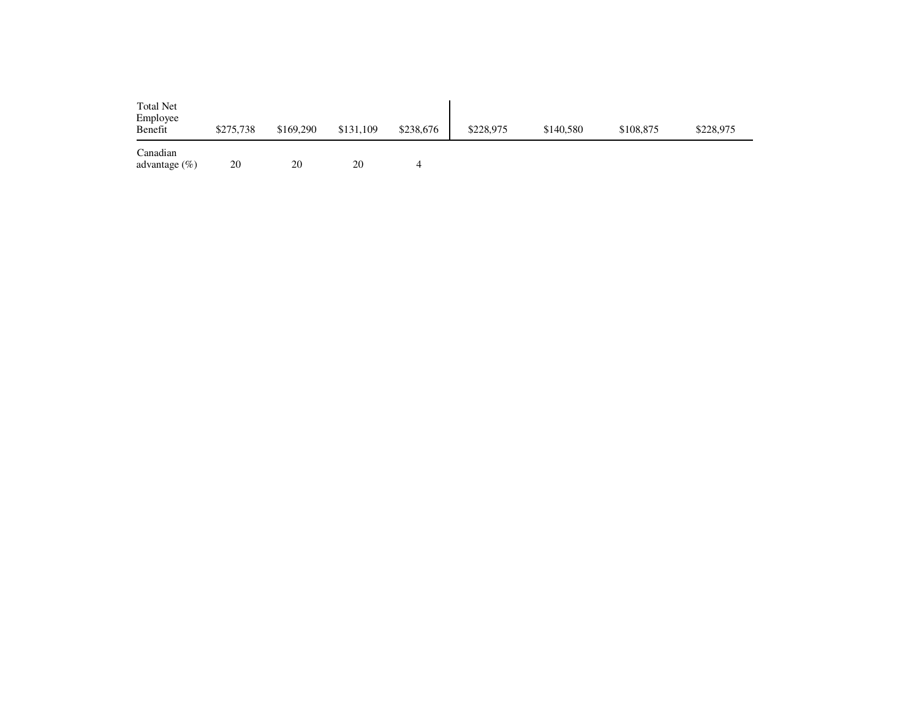| | | | | | | | | |
|---|---|---|---|---|---|---|---|---|
| Total Net Employee Benefit | $275,738 | $169,290 | $131,109 | $238,676 | $228,975 | $140,580 | $108,875 | $228,975 |
| Canadian advantage (%) | 20 | 20 | 20 | 4 | | | | |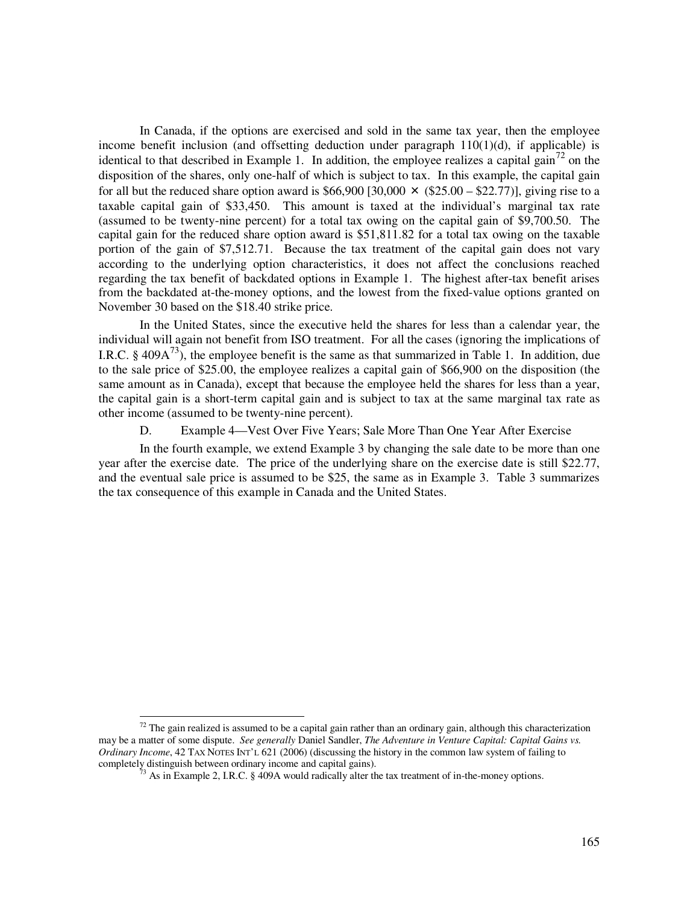In Canada, if the options are exercised and sold in the same tax year, then the employee income benefit inclusion (and offsetting deduction under paragraph 110(1)(d), if applicable) is identical to that described in Example 1. In addition, the employee realizes a capital gain[72] on the disposition of the shares, only one-half of which is subject to tax. In this example, the capital gain for all but the reduced share option award is $66,900 [30,000 × ($25.00 – $22.77)], giving rise to a taxable capital gain of $33,450. This amount is taxed at the individual's marginal tax rate (assumed to be twenty-nine percent) for a total tax owing on the capital gain of $9,700.50. The capital gain for the reduced share option award is $51,811.82 for a total tax owing on the taxable portion of the gain of $7,512.71. Because the tax treatment of the capital gain does not vary according to the underlying option characteristics, it does not affect the conclusions reached regarding the tax benefit of backdated options in Example 1. The highest after-tax benefit arises from the backdated at-the-money options, and the lowest from the fixed-value options granted on November 30 based on the $18.40 strike price.

In the United States, since the executive held the shares for less than a calendar year, the individual will again not benefit from ISO treatment. For all the cases (ignoring the implications of I.R.C. § 409A[73]), the employee benefit is the same as that summarized in Table 1. In addition, due to the sale price of $25.00, the employee realizes a capital gain of $66,900 on the disposition (the same amount as in Canada), except that because the employee held the shares for less than a year, the capital gain is a short-term capital gain and is subject to tax at the same marginal tax rate as other income (assumed to be twenty-nine percent).

### D. Example 4—Vest Over Five Years; Sale More Than One Year After Exercise

In the fourth example, we extend Example 3 by changing the sale date to be more than one year after the exercise date. The price of the underlying share on the exercise date is still $22.77, and the eventual sale price is assumed to be $25, the same as in Example 3. Table 3 summarizes the tax consequence of this example in Canada and the United States.

---

[72] The gain realized is assumed to be a capital gain rather than an ordinary gain, although this characterization may be a matter of some dispute. *See generally* Daniel Sandler, *The Adventure in Venture Capital: Capital Gains vs. Ordinary Income*, 42 TAX NOTES INT'L 621 (2006) (discussing the history in the common law system of failing to completely distinguish between ordinary income and capital gains).

[73] As in Example 2, I.R.C. § 409A would radically alter the tax treatment of in-the-money options.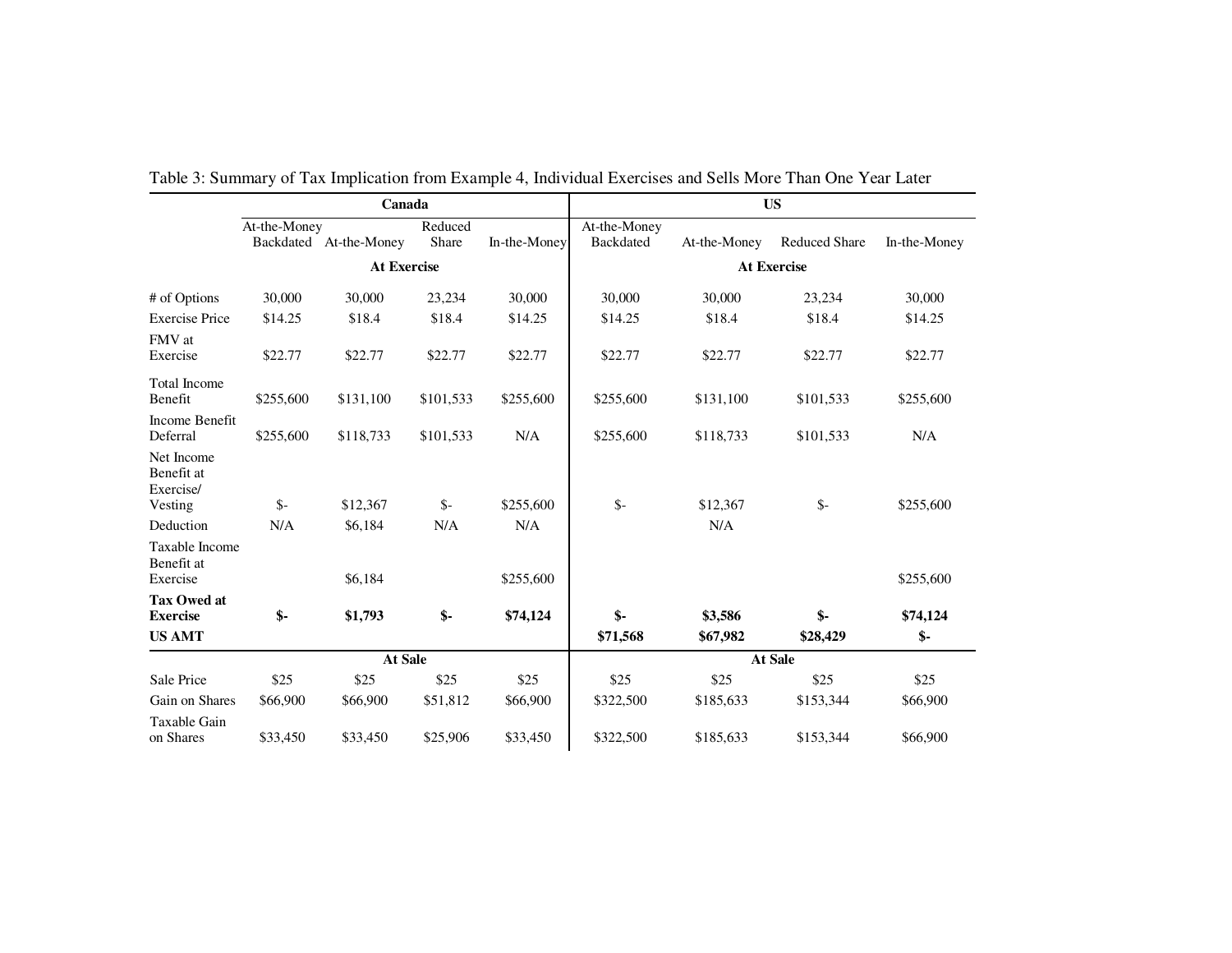Table 3: Summary of Tax Implication from Example 4, Individual Exercises and Sells More Than One Year Later

| | Canada | | | | US | | | |
|---|---|---|---|---|---|---|---|---|
| | At-the-Money Backdated | At-the-Money | Reduced Share | In-the-Money | At-the-Money Backdated | At-the-Money | Reduced Share | In-the-Money |
| | **At Exercise** | | | | **At Exercise** | | | |
| # of Options | 30,000 | 30,000 | 23,234 | 30,000 | 30,000 | 30,000 | 23,234 | 30,000 |
| Exercise Price | $14.25 | $18.4 | $18.4 | $14.25 | $14.25 | $18.4 | $18.4 | $14.25 |
| FMV at Exercise | $22.77 | $22.77 | $22.77 | $22.77 | $22.77 | $22.77 | $22.77 | $22.77 |
| Total Income Benefit | $255,600 | $131,100 | $101,533 | $255,600 | $255,600 | $131,100 | $101,533 | $255,600 |
| Income Benefit Deferral | $255,600 | $118,733 | $101,533 | N/A | $255,600 | $118,733 | $101,533 | N/A |
| Net Income Benefit at Exercise/ Vesting | $- | $12,367 | $- | $255,600 | $- | $12,367 | $- | $255,600 |
| Deduction | N/A | $6,184 | N/A | N/A | | N/A | | |
| Taxable Income Benefit at Exercise | | $6,184 | | $255,600 | | | | $255,600 |
| **Tax Owed at Exercise** | **$-** | **$1,793** | **$-** | **$74,124** | **$-** | **$3,586** | **$-** | **$74,124** |
| **US AMT** | | | | | **$71,568** | **$67,982** | **$28,429** | **$-** |
| | **At Sale** | | | | **At Sale** | | | |
| Sale Price | $25 | $25 | $25 | $25 | $25 | $25 | $25 | $25 |
| Gain on Shares | $66,900 | $66,900 | $51,812 | $66,900 | $322,500 | $185,633 | $153,344 | $66,900 |
| Taxable Gain on Shares | $33,450 | $33,450 | $25,906 | $33,450 | $322,500 | $185,633 | $153,344 | $66,900 |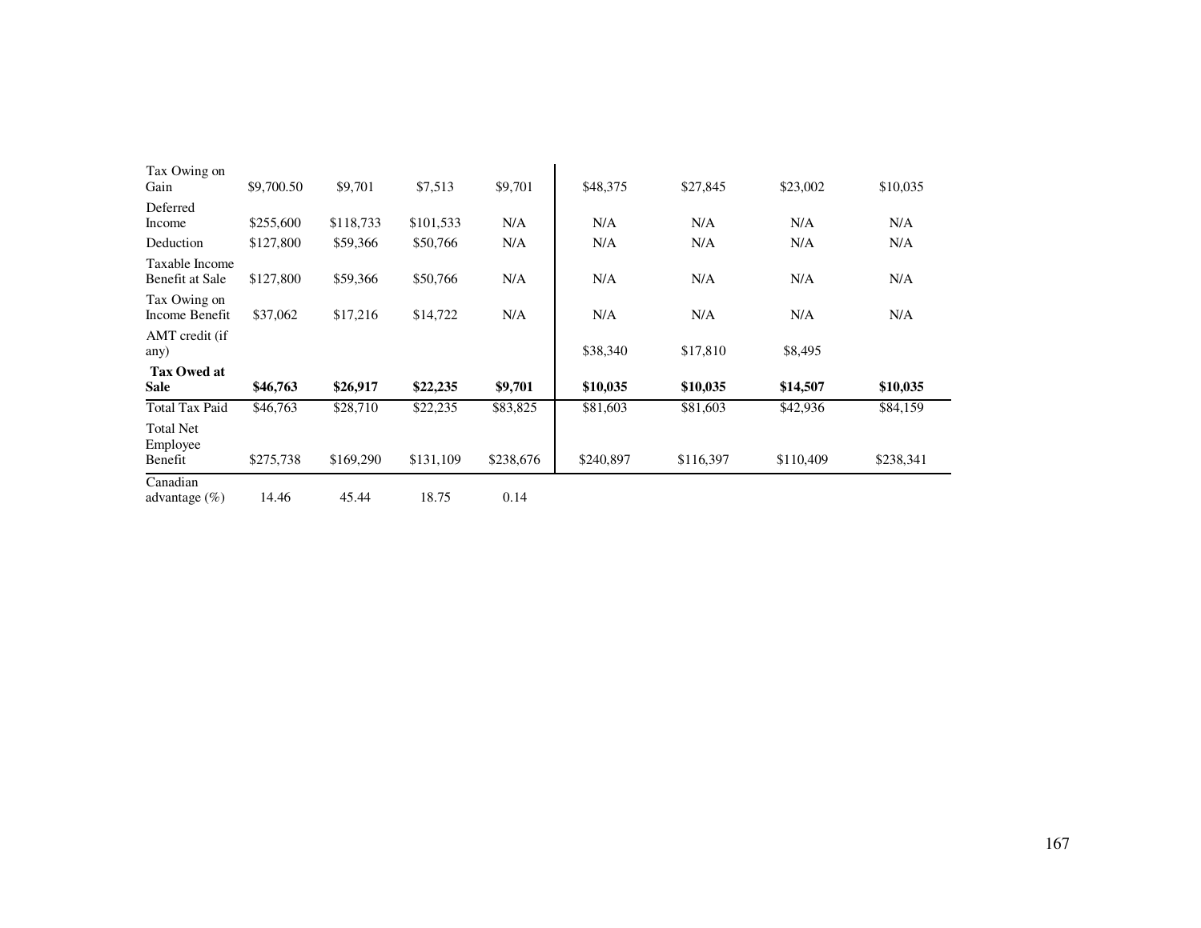| | | | | | | | | |
|---|---|---|---|---|---|---|---|---|
| Tax Owing on Gain | $9,700.50 | $9,701 | $7,513 | $9,701 | $48,375 | $27,845 | $23,002 | $10,035 |
| Deferred Income | $255,600 | $118,733 | $101,533 | N/A | N/A | N/A | N/A | N/A |
| Deduction | $127,800 | $59,366 | $50,766 | N/A | N/A | N/A | N/A | N/A |
| Taxable Income Benefit at Sale | $127,800 | $59,366 | $50,766 | N/A | N/A | N/A | N/A | N/A |
| Tax Owing on Income Benefit | $37,062 | $17,216 | $14,722 | N/A | N/A | N/A | N/A | N/A |
| AMT credit (if any) | | | | | $38,340 | $17,810 | $8,495 | |
| **Tax Owed at Sale** | **$46,763** | **$26,917** | **$22,235** | **$9,701** | **$10,035** | **$10,035** | **$14,507** | **$10,035** |
| Total Tax Paid | $46,763 | $28,710 | $22,235 | $83,825 | $81,603 | $81,603 | $42,936 | $84,159 |
| Total Net Employee Benefit | $275,738 | $169,290 | $131,109 | $238,676 | $240,897 | $116,397 | $110,409 | $238,341 |
| Canadian advantage (%) | 14.46 | 45.44 | 18.75 | 0.14 | | | | |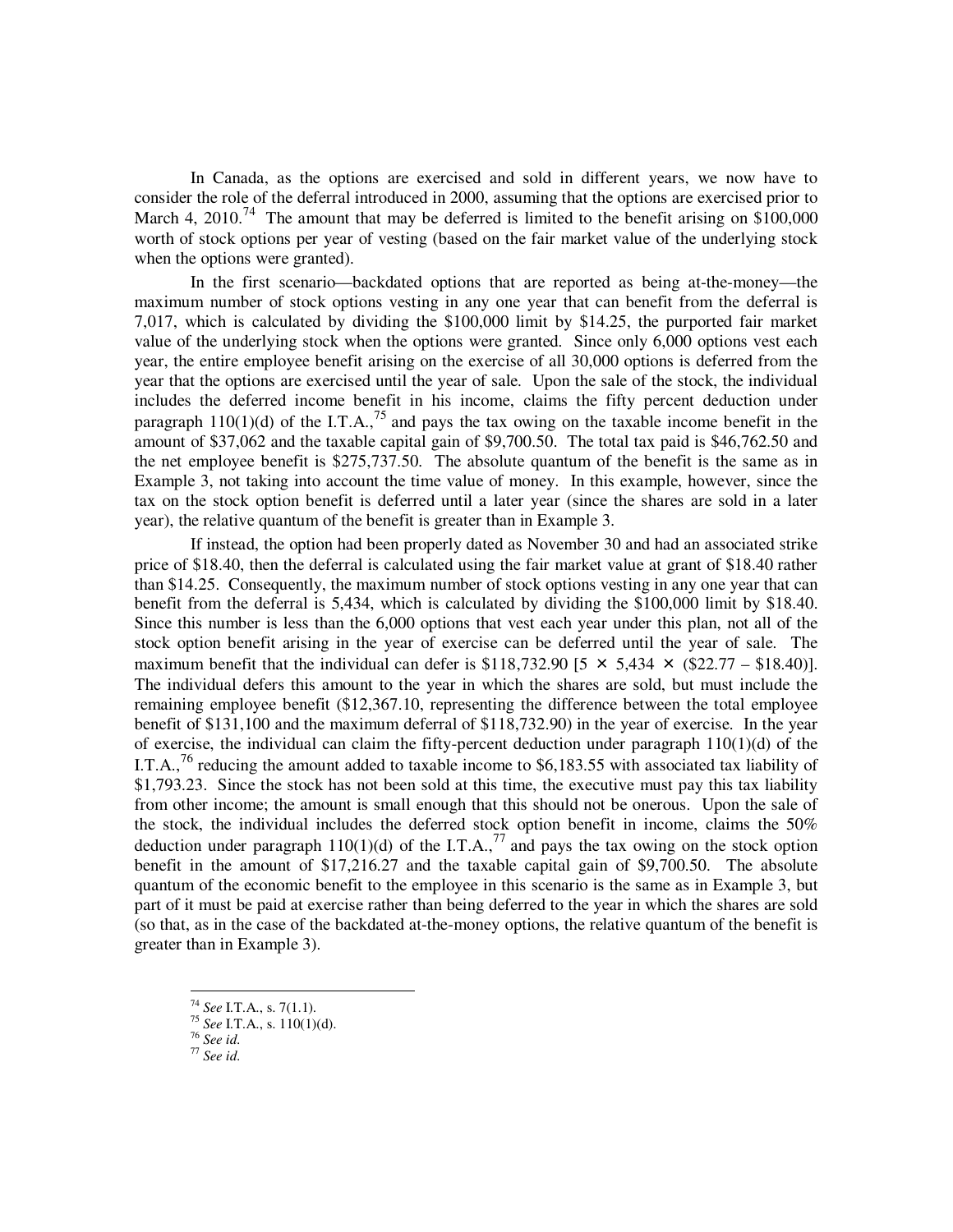In Canada, as the options are exercised and sold in different years, we now have to consider the role of the deferral introduced in 2000, assuming that the options are exercised prior to March 4, 2010.[74] The amount that may be deferred is limited to the benefit arising on $100,000 worth of stock options per year of vesting (based on the fair market value of the underlying stock when the options were granted).

In the first scenario—backdated options that are reported as being at-the-money—the maximum number of stock options vesting in any one year that can benefit from the deferral is 7,017, which is calculated by dividing the $100,000 limit by $14.25, the purported fair market value of the underlying stock when the options were granted. Since only 6,000 options vest each year, the entire employee benefit arising on the exercise of all 30,000 options is deferred from the year that the options are exercised until the year of sale. Upon the sale of the stock, the individual includes the deferred income benefit in his income, claims the fifty percent deduction under paragraph 110(1)(d) of the I.T.A.,[75] and pays the tax owing on the taxable income benefit in the amount of $37,062 and the taxable capital gain of $9,700.50. The total tax paid is $46,762.50 and the net employee benefit is $275,737.50. The absolute quantum of the benefit is the same as in Example 3, not taking into account the time value of money. In this example, however, since the tax on the stock option benefit is deferred until a later year (since the shares are sold in a later year), the relative quantum of the benefit is greater than in Example 3.

If instead, the option had been properly dated as November 30 and had an associated strike price of $18.40, then the deferral is calculated using the fair market value at grant of $18.40 rather than $14.25. Consequently, the maximum number of stock options vesting in any one year that can benefit from the deferral is 5,434, which is calculated by dividing the $100,000 limit by $18.40. Since this number is less than the 6,000 options that vest each year under this plan, not all of the stock option benefit arising in the year of exercise can be deferred until the year of sale. The maximum benefit that the individual can defer is $118,732.90 [5 × 5,434 × ($22.77 – $18.40)]. The individual defers this amount to the year in which the shares are sold, but must include the remaining employee benefit ($12,367.10, representing the difference between the total employee benefit of $131,100 and the maximum deferral of $118,732.90) in the year of exercise. In the year of exercise, the individual can claim the fifty-percent deduction under paragraph 110(1)(d) of the I.T.A.,[76] reducing the amount added to taxable income to $6,183.55 with associated tax liability of $1,793.23. Since the stock has not been sold at this time, the executive must pay this tax liability from other income; the amount is small enough that this should not be onerous. Upon the sale of the stock, the individual includes the deferred stock option benefit in income, claims the 50% deduction under paragraph 110(1)(d) of the I.T.A.,[77] and pays the tax owing on the stock option benefit in the amount of $17,216.27 and the taxable capital gain of $9,700.50. The absolute quantum of the economic benefit to the employee in this scenario is the same as in Example 3, but part of it must be paid at exercise rather than being deferred to the year in which the shares are sold (so that, as in the case of the backdated at-the-money options, the relative quantum of the benefit is greater than in Example 3).

---

[74] *See* I.T.A., s. 7(1.1).

[75] *See* I.T.A., s. 110(1)(d).

[76] *See id.*

[77] *See id.*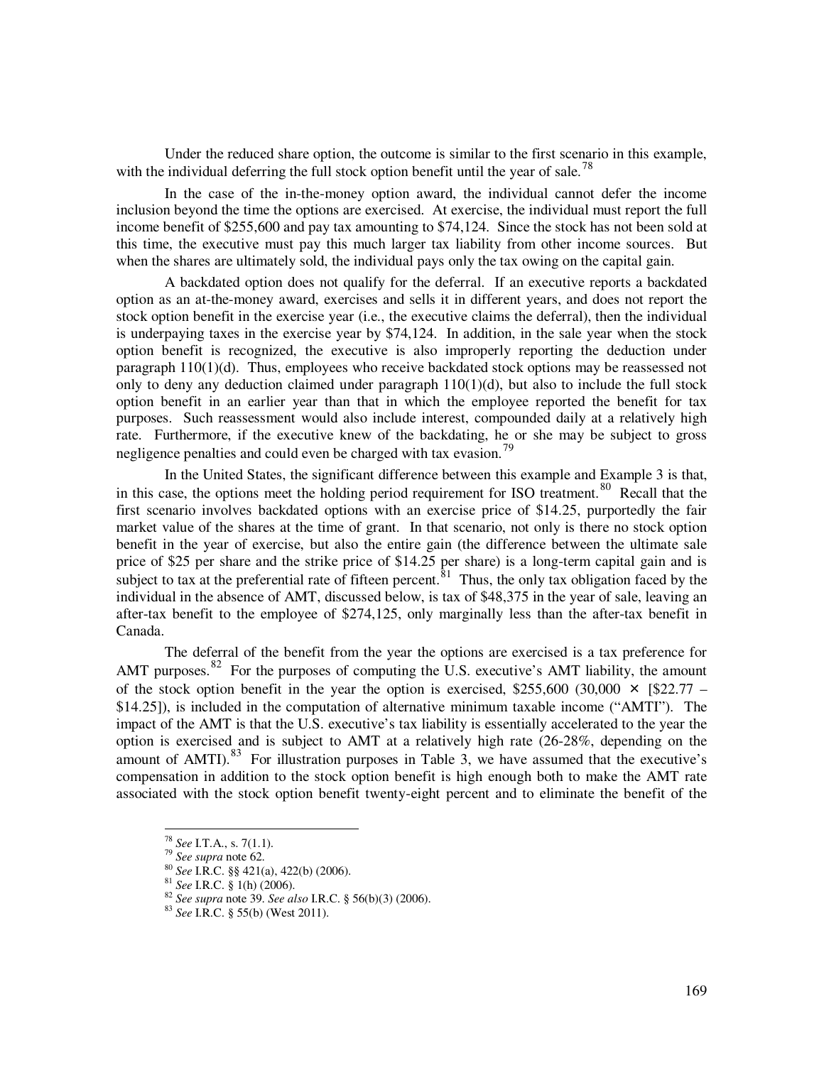Under the reduced share option, the outcome is similar to the first scenario in this example, with the individual deferring the full stock option benefit until the year of sale.[78]

In the case of the in-the-money option award, the individual cannot defer the income inclusion beyond the time the options are exercised. At exercise, the individual must report the full income benefit of $255,600 and pay tax amounting to $74,124. Since the stock has not been sold at this time, the executive must pay this much larger tax liability from other income sources. But when the shares are ultimately sold, the individual pays only the tax owing on the capital gain.

A backdated option does not qualify for the deferral. If an executive reports a backdated option as an at-the-money award, exercises and sells it in different years, and does not report the stock option benefit in the exercise year (i.e., the executive claims the deferral), then the individual is underpaying taxes in the exercise year by $74,124. In addition, in the sale year when the stock option benefit is recognized, the executive is also improperly reporting the deduction under paragraph 110(1)(d). Thus, employees who receive backdated stock options may be reassessed not only to deny any deduction claimed under paragraph 110(1)(d), but also to include the full stock option benefit in an earlier year than that in which the employee reported the benefit for tax purposes. Such reassessment would also include interest, compounded daily at a relatively high rate. Furthermore, if the executive knew of the backdating, he or she may be subject to gross negligence penalties and could even be charged with tax evasion.[79]

In the United States, the significant difference between this example and Example 3 is that, in this case, the options meet the holding period requirement for ISO treatment.[80] Recall that the first scenario involves backdated options with an exercise price of $14.25, purportedly the fair market value of the shares at the time of grant. In that scenario, not only is there no stock option benefit in the year of exercise, but also the entire gain (the difference between the ultimate sale price of $25 per share and the strike price of $14.25 per share) is a long-term capital gain and is subject to tax at the preferential rate of fifteen percent.[81] Thus, the only tax obligation faced by the individual in the absence of AMT, discussed below, is tax of $48,375 in the year of sale, leaving an after-tax benefit to the employee of $274,125, only marginally less than the after-tax benefit in Canada.

The deferral of the benefit from the year the options are exercised is a tax preference for AMT purposes.[82] For the purposes of computing the U.S. executive's AMT liability, the amount of the stock option benefit in the year the option is exercised, $255,600 (30,000 × [$22.77 – $14.25]), is included in the computation of alternative minimum taxable income ("AMTI"). The impact of the AMT is that the U.S. executive's tax liability is essentially accelerated to the year the option is exercised and is subject to AMT at a relatively high rate (26-28%, depending on the amount of AMTI).[83] For illustration purposes in Table 3, we have assumed that the executive's compensation in addition to the stock option benefit is high enough both to make the AMT rate associated with the stock option benefit twenty-eight percent and to eliminate the benefit of the

---

[78] *See* I.T.A., s. 7(1.1).

[79] *See supra* note 62.

[80] *See* I.R.C. §§ 421(a), 422(b) (2006).

[81] *See* I.R.C. § 1(h) (2006).

[82] *See supra* note 39. *See also* I.R.C. § 56(b)(3) (2006).

[83] *See* I.R.C. § 55(b) (West 2011).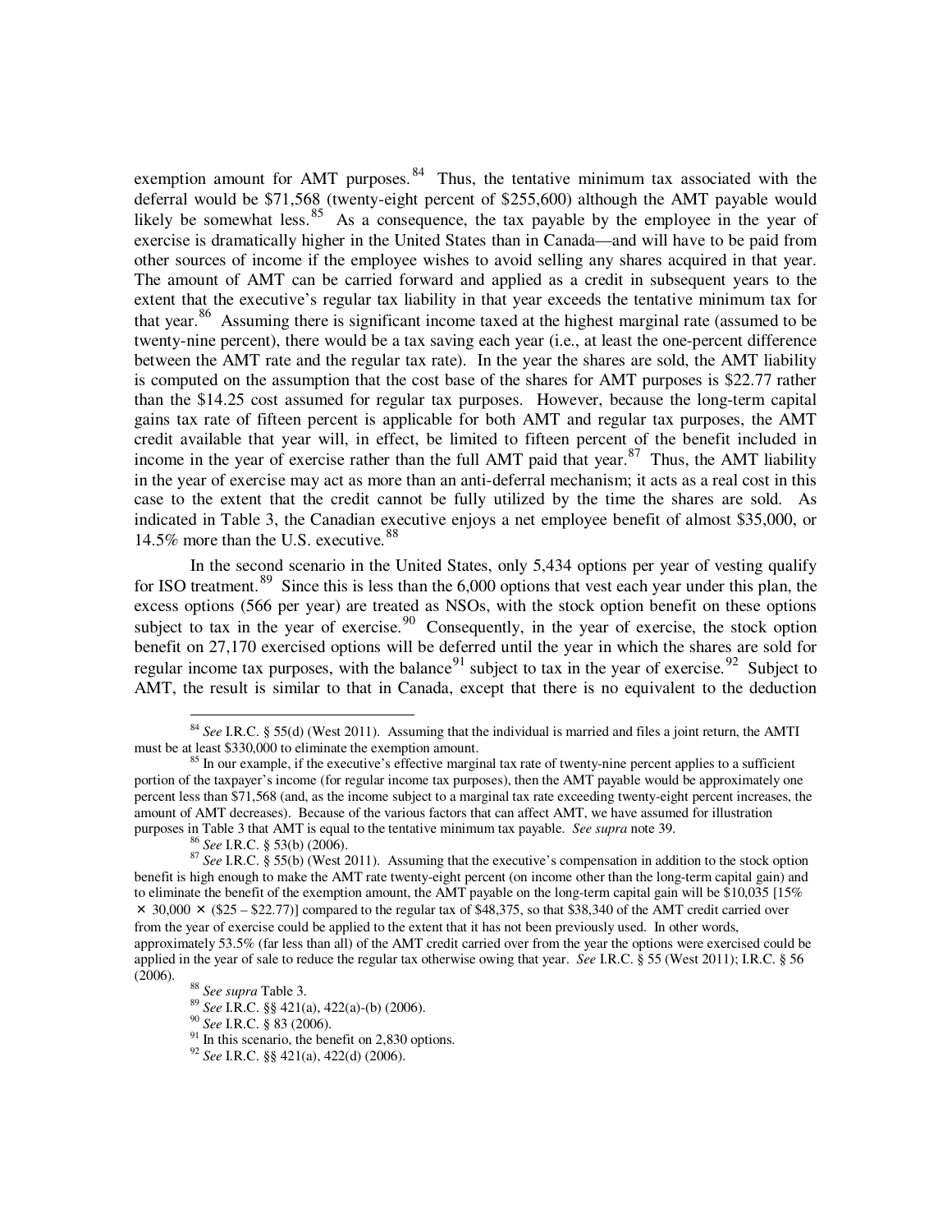exemption amount for AMT purposes.[84] Thus, the tentative minimum tax associated with the deferral would be $71,568 (twenty-eight percent of $255,600) although the AMT payable would likely be somewhat less.[85] As a consequence, the tax payable by the employee in the year of exercise is dramatically higher in the United States than in Canada—and will have to be paid from other sources of income if the employee wishes to avoid selling any shares acquired in that year. The amount of AMT can be carried forward and applied as a credit in subsequent years to the extent that the executive's regular tax liability in that year exceeds the tentative minimum tax for that year.[86] Assuming there is significant income taxed at the highest marginal rate (assumed to be twenty-nine percent), there would be a tax saving each year (i.e., at least the one-percent difference between the AMT rate and the regular tax rate). In the year the shares are sold, the AMT liability is computed on the assumption that the cost base of the shares for AMT purposes is $22.77 rather than the $14.25 cost assumed for regular tax purposes. However, because the long-term capital gains tax rate of fifteen percent is applicable for both AMT and regular tax purposes, the AMT credit available that year will, in effect, be limited to fifteen percent of the benefit included in income in the year of exercise rather than the full AMT paid that year.[87] Thus, the AMT liability in the year of exercise may act as more than an anti-deferral mechanism; it acts as a real cost in this case to the extent that the credit cannot be fully utilized by the time the shares are sold. As indicated in Table 3, the Canadian executive enjoys a net employee benefit of almost $35,000, or 14.5% more than the U.S. executive.[88]

In the second scenario in the United States, only 5,434 options per year of vesting qualify for ISO treatment.[89] Since this is less than the 6,000 options that vest each year under this plan, the excess options (566 per year) are treated as NSOs, with the stock option benefit on these options subject to tax in the year of exercise.[90] Consequently, in the year of exercise, the stock option benefit on 27,170 exercised options will be deferred until the year in which the shares are sold for regular income tax purposes, with the balance[91] subject to tax in the year of exercise.[92] Subject to AMT, the result is similar to that in Canada, except that there is no equivalent to the deduction

---

[84] *See* I.R.C. § 55(d) (West 2011). Assuming that the individual is married and files a joint return, the AMTI must be at least $330,000 to eliminate the exemption amount.

[85] In our example, if the executive's effective marginal tax rate of twenty-nine percent applies to a sufficient portion of the taxpayer's income (for regular income tax purposes), then the AMT payable would be approximately one percent less than $71,568 (and, as the income subject to a marginal tax rate exceeding twenty-eight percent increases, the amount of AMT decreases). Because of the various factors that can affect AMT, we have assumed for illustration purposes in Table 3 that AMT is equal to the tentative minimum tax payable. *See supra* note 39.

[86] *See* I.R.C. § 53(b) (2006).

[87] *See* I.R.C. § 55(b) (West 2011). Assuming that the executive's compensation in addition to the stock option benefit is high enough to make the AMT rate twenty-eight percent (on income other than the long-term capital gain) and to eliminate the benefit of the exemption amount, the AMT payable on the long-term capital gain will be $10,035 [15% × 30,000 × ($25 – $22.77)] compared to the regular tax of $48,375, so that $38,340 of the AMT credit carried over from the year of exercise could be applied to the extent that it has not been previously used. In other words, approximately 53.5% (far less than all) of the AMT credit carried over from the year the options were exercised could be applied in the year of sale to reduce the regular tax otherwise owing that year. *See* I.R.C. § 55 (West 2011); I.R.C. § 56 (2006).

[88] *See supra* Table 3.

[89] *See* I.R.C. §§ 421(a), 422(a)-(b) (2006).

[90] *See* I.R.C. § 83 (2006).

[91] In this scenario, the benefit on 2,830 options.

[92] *See* I.R.C. §§ 421(a), 422(d) (2006).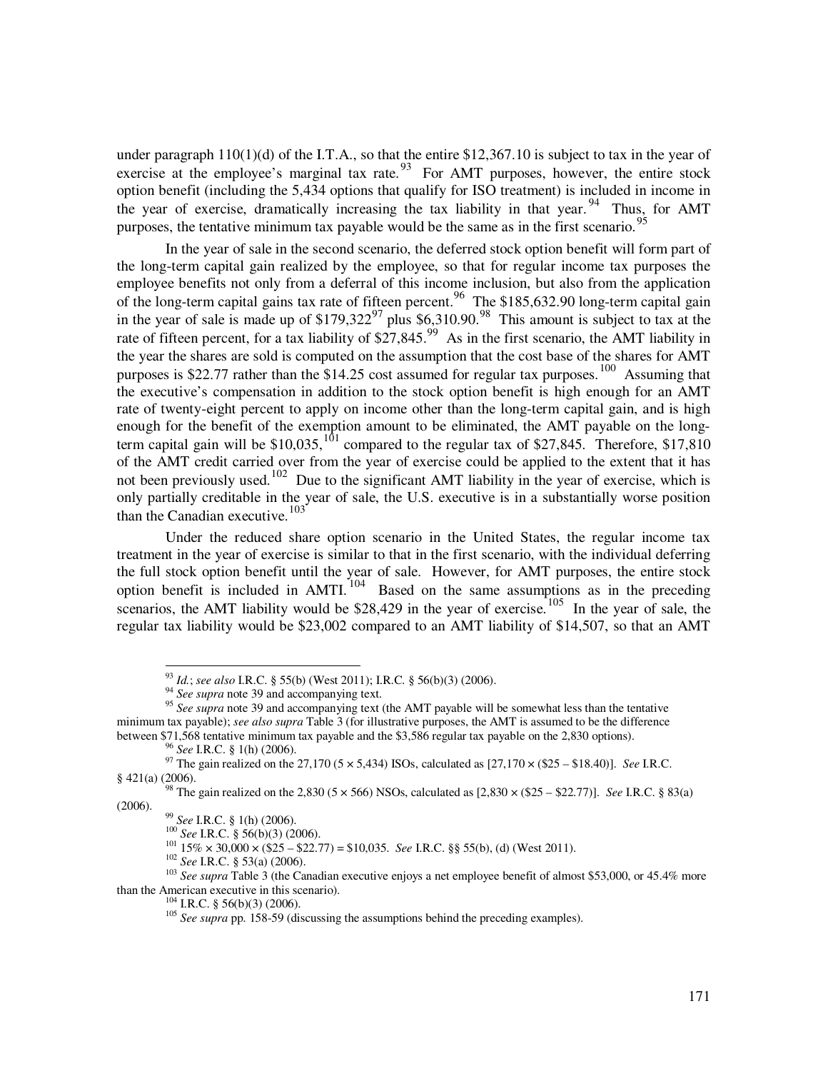under paragraph 110(1)(d) of the I.T.A., so that the entire $12,367.10 is subject to tax in the year of exercise at the employee's marginal tax rate.[93] For AMT purposes, however, the entire stock option benefit (including the 5,434 options that qualify for ISO treatment) is included in income in the year of exercise, dramatically increasing the tax liability in that year.[94] Thus, for AMT purposes, the tentative minimum tax payable would be the same as in the first scenario.[95]

In the year of sale in the second scenario, the deferred stock option benefit will form part of the long-term capital gain realized by the employee, so that for regular income tax purposes the employee benefits not only from a deferral of this income inclusion, but also from the application of the long-term capital gains tax rate of fifteen percent.[96] The $185,632.90 long-term capital gain in the year of sale is made up of $179,322[97] plus $6,310.90.[98] This amount is subject to tax at the rate of fifteen percent, for a tax liability of $27,845.[99] As in the first scenario, the AMT liability in the year the shares are sold is computed on the assumption that the cost base of the shares for AMT purposes is $22.77 rather than the $14.25 cost assumed for regular tax purposes.[100] Assuming that the executive's compensation in addition to the stock option benefit is high enough for an AMT rate of twenty-eight percent to apply on income other than the long-term capital gain, and is high enough for the benefit of the exemption amount to be eliminated, the AMT payable on the long-term capital gain will be $10,035,[101] compared to the regular tax of $27,845. Therefore, $17,810 of the AMT credit carried over from the year of exercise could be applied to the extent that it has not been previously used.[102] Due to the significant AMT liability in the year of exercise, which is only partially creditable in the year of sale, the U.S. executive is in a substantially worse position than the Canadian executive.[103]

Under the reduced share option scenario in the United States, the regular income tax treatment in the year of exercise is similar to that in the first scenario, with the individual deferring the full stock option benefit until the year of sale. However, for AMT purposes, the entire stock option benefit is included in AMTI.[104] Based on the same assumptions as in the preceding scenarios, the AMT liability would be $28,429 in the year of exercise.[105] In the year of sale, the regular tax liability would be $23,002 compared to an AMT liability of $14,507, so that an AMT

---

[93] *Id.*; *see also* I.R.C. § 55(b) (West 2011); I.R.C. § 56(b)(3) (2006).

[94] *See supra* note 39 and accompanying text.

[95] *See supra* note 39 and accompanying text (the AMT payable will be somewhat less than the tentative minimum tax payable); *see also supra* Table 3 (for illustrative purposes, the AMT is assumed to be the difference between $71,568 tentative minimum tax payable and the $3,586 regular tax payable on the 2,830 options).

[96] *See* I.R.C. § 1(h) (2006).

[97] The gain realized on the 27,170 (5 × 5,434) ISOs, calculated as [27,170 × ($25 – $18.40)]. *See* I.R.C. § 421(a) (2006).

[98] The gain realized on the 2,830 (5 × 566) NSOs, calculated as [2,830 × ($25 – $22.77)]. *See* I.R.C. § 83(a) (2006).

[99] *See* I.R.C. § 1(h) (2006).

[100] *See* I.R.C. § 56(b)(3) (2006).

[101] 15% × 30,000 × ($25 – $22.77) = $10,035. *See* I.R.C. §§ 55(b), (d) (West 2011).

[102] *See* I.R.C. § 53(a) (2006).

[103] *See supra* Table 3 (the Canadian executive enjoys a net employee benefit of almost $53,000, or 45.4% more than the American executive in this scenario).

[104] I.R.C. § 56(b)(3) (2006).

[105] *See supra* pp. 158-59 (discussing the assumptions behind the preceding examples).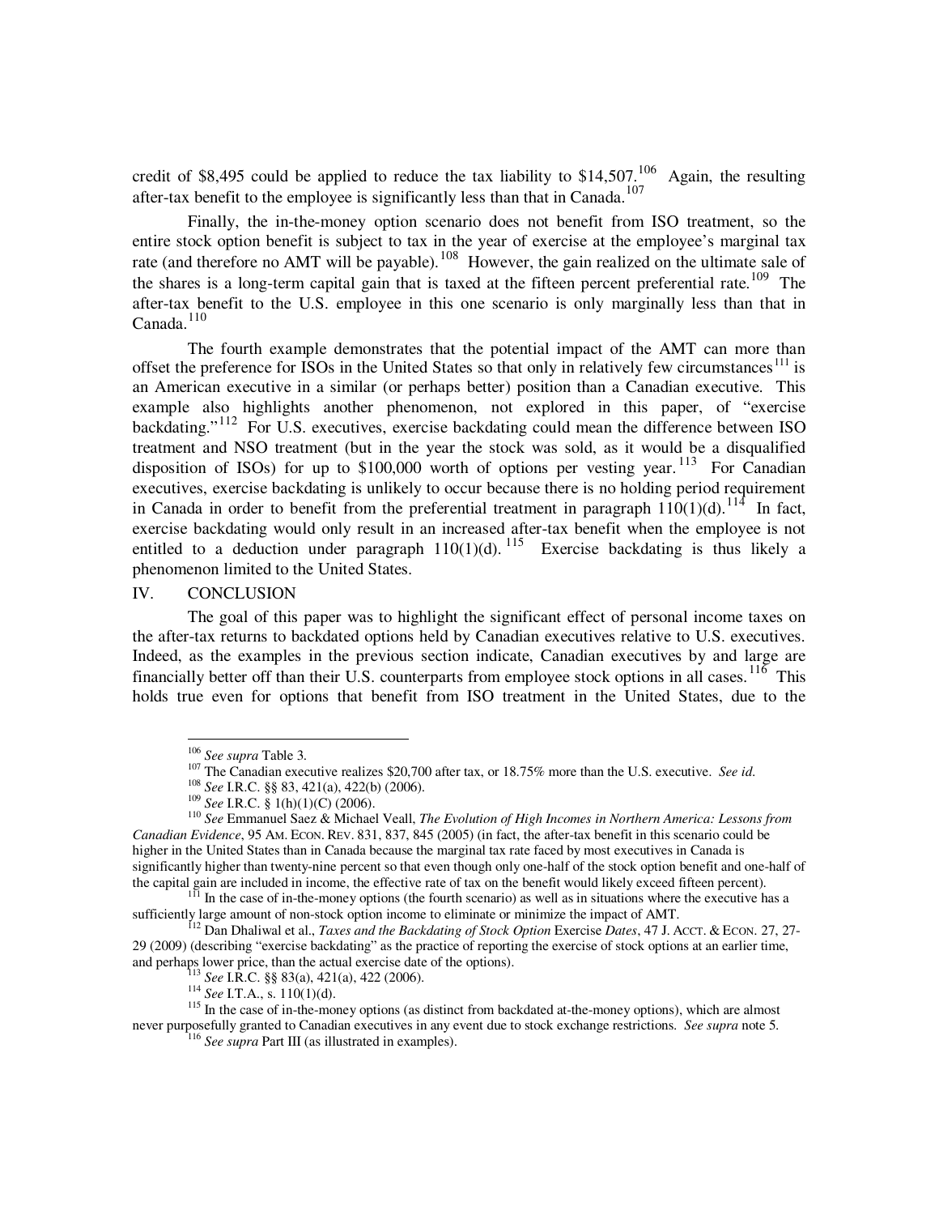credit of $8,495 could be applied to reduce the tax liability to $14,507.[106] Again, the resulting after-tax benefit to the employee is significantly less than that in Canada.[107]

Finally, the in-the-money option scenario does not benefit from ISO treatment, so the entire stock option benefit is subject to tax in the year of exercise at the employee's marginal tax rate (and therefore no AMT will be payable).[108] However, the gain realized on the ultimate sale of the shares is a long-term capital gain that is taxed at the fifteen percent preferential rate.[109] The after-tax benefit to the U.S. employee in this one scenario is only marginally less than that in Canada.[110]

The fourth example demonstrates that the potential impact of the AMT can more than offset the preference for ISOs in the United States so that only in relatively few circumstances[111] is an American executive in a similar (or perhaps better) position than a Canadian executive. This example also highlights another phenomenon, not explored in this paper, of "exercise backdating."[112] For U.S. executives, exercise backdating could mean the difference between ISO treatment and NSO treatment (but in the year the stock was sold, as it would be a disqualified disposition of ISOs) for up to $100,000 worth of options per vesting year.[113] For Canadian executives, exercise backdating is unlikely to occur because there is no holding period requirement in Canada in order to benefit from the preferential treatment in paragraph 110(1)(d).[114] In fact, exercise backdating would only result in an increased after-tax benefit when the employee is not entitled to a deduction under paragraph 110(1)(d).[115] Exercise backdating is thus likely a phenomenon limited to the United States.

## IV. CONCLUSION

The goal of this paper was to highlight the significant effect of personal income taxes on the after-tax returns to backdated options held by Canadian executives relative to U.S. executives. Indeed, as the examples in the previous section indicate, Canadian executives by and large are financially better off than their U.S. counterparts from employee stock options in all cases.[116] This holds true even for options that benefit from ISO treatment in the United States, due to the

---

[106] *See supra* Table 3.

[107] The Canadian executive realizes $20,700 after tax, or 18.75% more than the U.S. executive. *See id.*

[108] *See* I.R.C. §§ 83, 421(a), 422(b) (2006).

[109] *See* I.R.C. § 1(h)(1)(C) (2006).

[110] *See* Emmanuel Saez & Michael Veall, *The Evolution of High Incomes in Northern America: Lessons from Canadian Evidence*, 95 AM. ECON. REV. 831, 837, 845 (2005) (in fact, the after-tax benefit in this scenario could be higher in the United States than in Canada because the marginal tax rate faced by most executives in Canada is significantly higher than twenty-nine percent so that even though only one-half of the stock option benefit and one-half of the capital gain are included in income, the effective rate of tax on the benefit would likely exceed fifteen percent).

[111] In the case of in-the-money options (the fourth scenario) as well as in situations where the executive has a sufficiently large amount of non-stock option income to eliminate or minimize the impact of AMT.

[112] Dan Dhaliwal et al., *Taxes and the Backdating of Stock Option* Exercise *Dates*, 47 J. ACCT. & ECON. 27, 27-29 (2009) (describing "exercise backdating" as the practice of reporting the exercise of stock options at an earlier time, and perhaps lower price, than the actual exercise date of the options).

[113] *See* I.R.C. §§ 83(a), 421(a), 422 (2006).

[114] *See* I.T.A., s. 110(1)(d).

[115] In the case of in-the-money options (as distinct from backdated at-the-money options), which are almost never purposefully granted to Canadian executives in any event due to stock exchange restrictions. *See supra* note 5.

[116] *See supra* Part III (as illustrated in examples).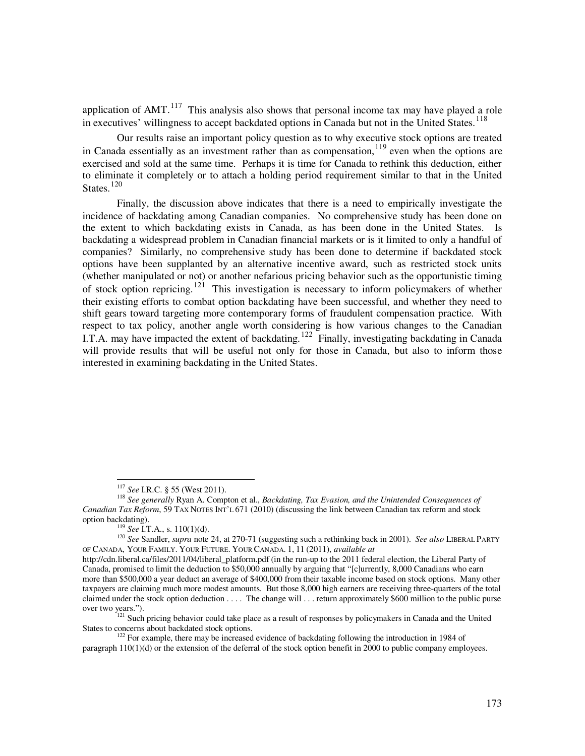application of AMT.[117] This analysis also shows that personal income tax may have played a role in executives' willingness to accept backdated options in Canada but not in the United States.[118]

Our results raise an important policy question as to why executive stock options are treated in Canada essentially as an investment rather than as compensation,[119] even when the options are exercised and sold at the same time. Perhaps it is time for Canada to rethink this deduction, either to eliminate it completely or to attach a holding period requirement similar to that in the United States.[120]

Finally, the discussion above indicates that there is a need to empirically investigate the incidence of backdating among Canadian companies. No comprehensive study has been done on the extent to which backdating exists in Canada, as has been done in the United States. Is backdating a widespread problem in Canadian financial markets or is it limited to only a handful of companies? Similarly, no comprehensive study has been done to determine if backdated stock options have been supplanted by an alternative incentive award, such as restricted stock units (whether manipulated or not) or another nefarious pricing behavior such as the opportunistic timing of stock option repricing.[121] This investigation is necessary to inform policymakers of whether their existing efforts to combat option backdating have been successful, and whether they need to shift gears toward targeting more contemporary forms of fraudulent compensation practice. With respect to tax policy, another angle worth considering is how various changes to the Canadian I.T.A. may have impacted the extent of backdating.[122] Finally, investigating backdating in Canada will provide results that will be useful not only for those in Canada, but also to inform those interested in examining backdating in the United States.

---

[117] *See* I.R.C. § 55 (West 2011).

[118] *See generally* Ryan A. Compton et al., *Backdating, Tax Evasion, and the Unintended Consequences of Canadian Tax Reform*, 59 TAX NOTES INT'L 671 (2010) (discussing the link between Canadian tax reform and stock option backdating).

[119] *See* I.T.A., s. 110(1)(d).

[120] *See* Sandler, *supra* note 24, at 270-71 (suggesting such a rethinking back in 2001). *See also* LIBERAL PARTY OF CANADA, YOUR FAMILY. YOUR FUTURE. YOUR CANADA. 1, 11 (2011), *available at* http://cdn.liberal.ca/files/2011/04/liberal_platform.pdf (in the run-up to the 2011 federal election, the Liberal Party of Canada, promised to limit the deduction to $50,000 annually by arguing that "[c]urrently, 8,000 Canadians who earn more than $500,000 a year deduct an average of $400,000 from their taxable income based on stock options. Many other taxpayers are claiming much more modest amounts. But those 8,000 high earners are receiving three-quarters of the total claimed under the stock option deduction . . . . The change will . . . return approximately $600 million to the public purse over two years.").

[121] Such pricing behavior could take place as a result of responses by policymakers in Canada and the United States to concerns about backdated stock options.

[122] For example, there may be increased evidence of backdating following the introduction in 1984 of paragraph 110(1)(d) or the extension of the deferral of the stock option benefit in 2000 to public company employees.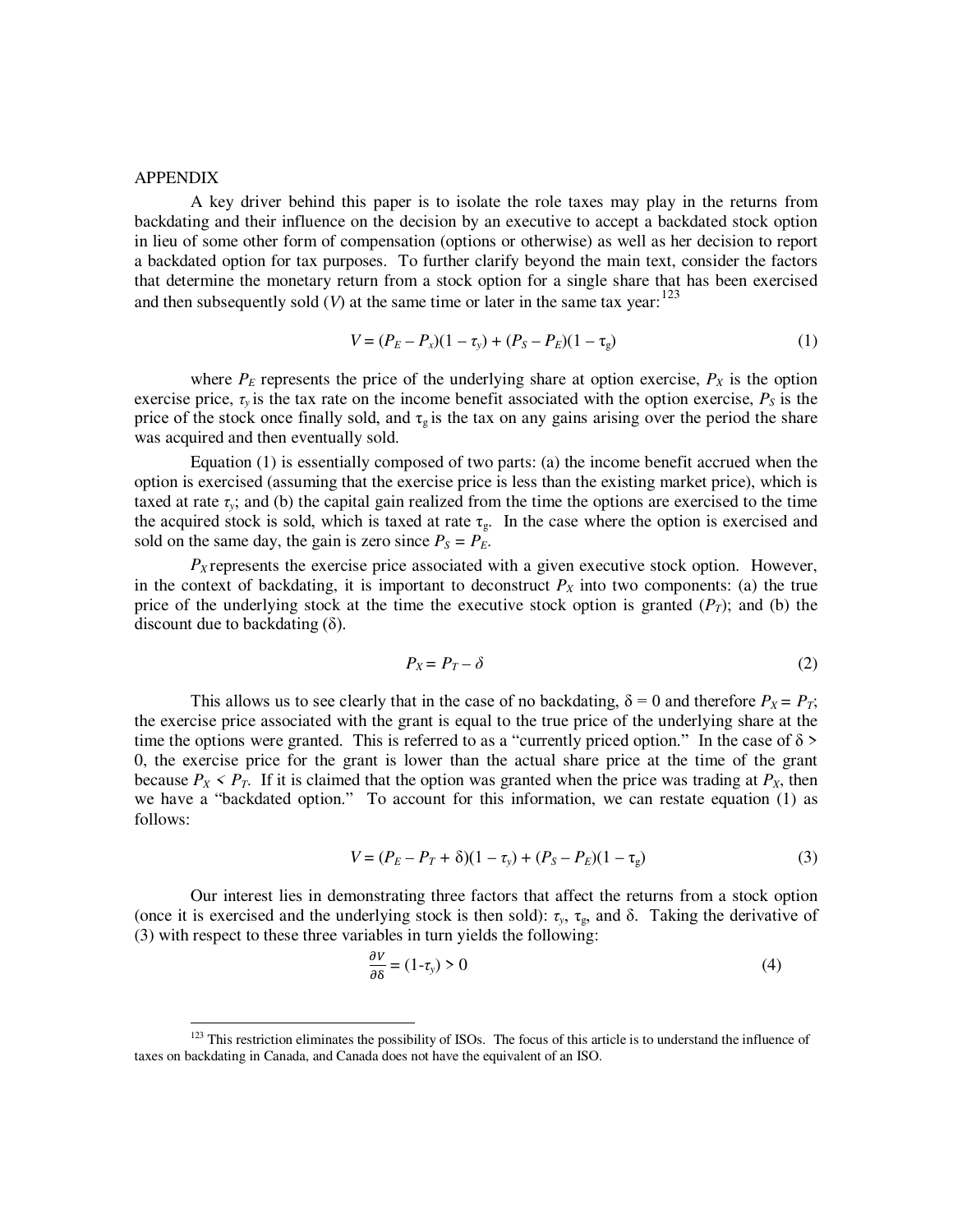## APPENDIX

A key driver behind this paper is to isolate the role taxes may play in the returns from backdating and their influence on the decision by an executive to accept a backdated stock option in lieu of some other form of compensation (options or otherwise) as well as her decision to report a backdated option for tax purposes. To further clarify beyond the main text, consider the factors that determine the monetary return from a stock option for a single share that has been exercised and then subsequently sold ($V$) at the same time or later in the same tax year:[123]

$$V = (P_E - P_x)(1 - \tau_y) + (P_S - P_E)(1 - \tau_g) \tag{1}$$

where $P_E$ represents the price of the underlying share at option exercise, $P_X$ is the option exercise price, $\tau_y$ is the tax rate on the income benefit associated with the option exercise, $P_S$ is the price of the stock once finally sold, and $\tau_g$ is the tax on any gains arising over the period the share was acquired and then eventually sold.

Equation (1) is essentially composed of two parts: (a) the income benefit accrued when the option is exercised (assuming that the exercise price is less than the existing market price), which is taxed at rate $\tau_y$; and (b) the capital gain realized from the time the options are exercised to the time the acquired stock is sold, which is taxed at rate $\tau_g$. In the case where the option is exercised and sold on the same day, the gain is zero since $P_S = P_E$.

$P_X$ represents the exercise price associated with a given executive stock option. However, in the context of backdating, it is important to deconstruct $P_X$ into two components: (a) the true price of the underlying stock at the time the executive stock option is granted ($P_T$); and (b) the discount due to backdating ($\delta$).

$$P_X = P_T - \delta \tag{2}$$

This allows us to see clearly that in the case of no backdating, $\delta = 0$ and therefore $P_X = P_T$; the exercise price associated with the grant is equal to the true price of the underlying share at the time the options were granted. This is referred to as a "currently priced option." In the case of $\delta > 0$, the exercise price for the grant is lower than the actual share price at the time of the grant because $P_X < P_T$. If it is claimed that the option was granted when the price was trading at $P_X$, then we have a "backdated option." To account for this information, we can restate equation (1) as follows:

$$V = (P_E - P_T + \delta)(1 - \tau_y) + (P_S - P_E)(1 - \tau_g) \tag{3}$$

Our interest lies in demonstrating three factors that affect the returns from a stock option (once it is exercised and the underlying stock is then sold): $\tau_y$, $\tau_g$, and $\delta$. Taking the derivative of (3) with respect to these three variables in turn yields the following:

$$\frac{\partial V}{\partial \delta} = (1 - \tau_y) > 0 \tag{4}$$

[123] This restriction eliminates the possibility of ISOs. The focus of this article is to understand the influence of taxes on backdating in Canada, and Canada does not have the equivalent of an ISO.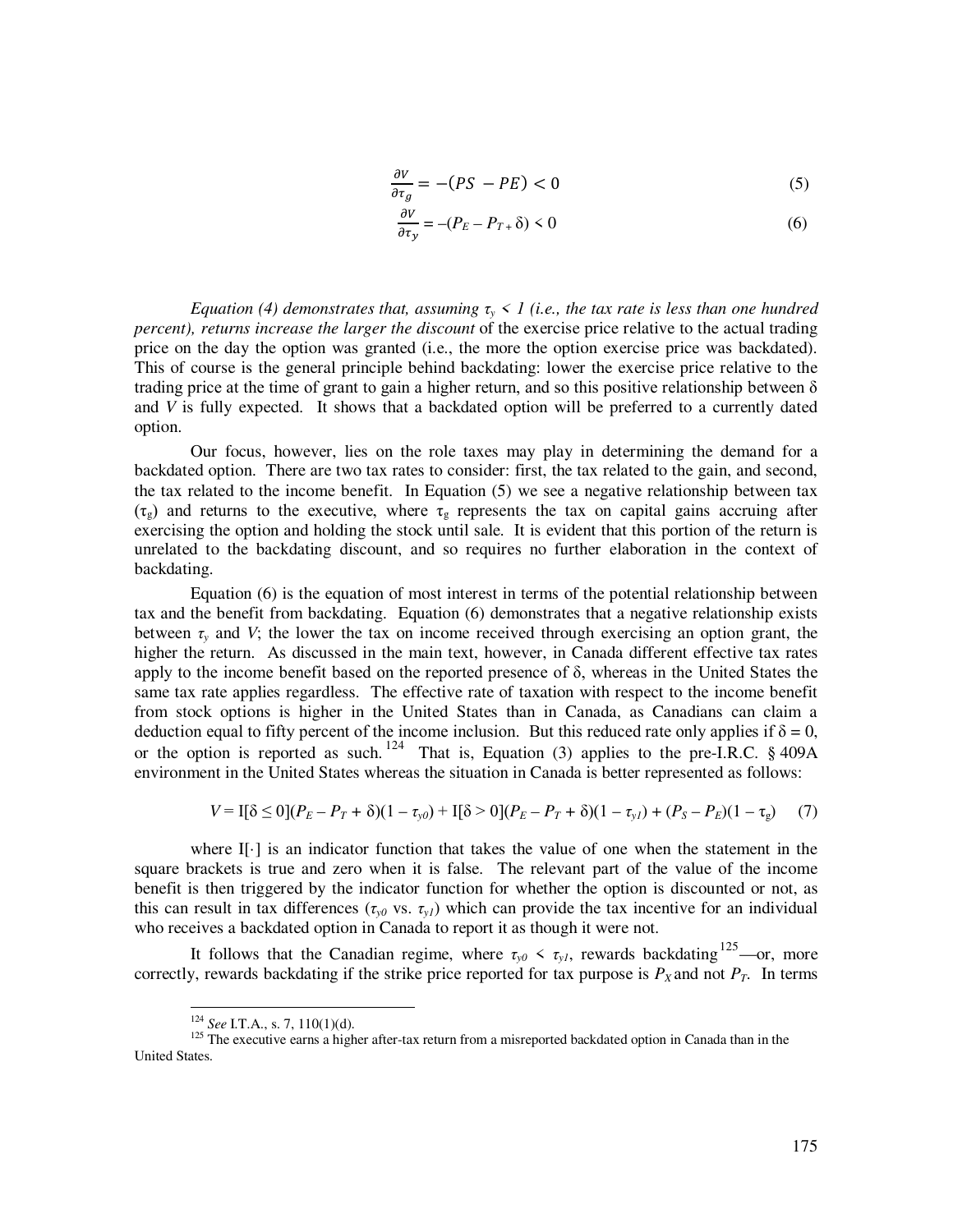$$\frac{\partial V}{\partial \tau_g} = -(PS - PE) < 0 \tag{5}$$

$$\frac{\partial V}{\partial \tau_y} = -(P_E - P_T + \delta) < 0 \tag{6}$$

*Equation (4) demonstrates that, assuming $\tau_y < 1$ (i.e., the tax rate is less than one hundred percent), returns increase the larger the discount* of the exercise price relative to the actual trading price on the day the option was granted (i.e., the more the option exercise price was backdated). This of course is the general principle behind backdating: lower the exercise price relative to the trading price at the time of grant to gain a higher return, and so this positive relationship between δ and *V* is fully expected. It shows that a backdated option will be preferred to a currently dated option.

Our focus, however, lies on the role taxes may play in determining the demand for a backdated option. There are two tax rates to consider: first, the tax related to the gain, and second, the tax related to the income benefit. In Equation (5) we see a negative relationship between tax ($\tau_g$) and returns to the executive, where $\tau_g$ represents the tax on capital gains accruing after exercising the option and holding the stock until sale. It is evident that this portion of the return is unrelated to the backdating discount, and so requires no further elaboration in the context of backdating.

Equation (6) is the equation of most interest in terms of the potential relationship between tax and the benefit from backdating. Equation (6) demonstrates that a negative relationship exists between $\tau_y$ and *V*; the lower the tax on income received through exercising an option grant, the higher the return. As discussed in the main text, however, in Canada different effective tax rates apply to the income benefit based on the reported presence of δ, whereas in the United States the same tax rate applies regardless. The effective rate of taxation with respect to the income benefit from stock options is higher in the United States than in Canada, as Canadians can claim a deduction equal to fifty percent of the income inclusion. But this reduced rate only applies if δ = 0, or the option is reported as such.[124] That is, Equation (3) applies to the pre-I.R.C. § 409A environment in the United States whereas the situation in Canada is better represented as follows:

$$V = I[\delta \leq 0](P_E - P_T + \delta)(1 - \tau_{y0}) + I[\delta > 0](P_E - P_T + \delta)(1 - \tau_{y1}) + (P_S - P_E)(1 - \tau_g) \tag{7}$$

where I[·] is an indicator function that takes the value of one when the statement in the square brackets is true and zero when it is false. The relevant part of the value of the income benefit is then triggered by the indicator function for whether the option is discounted or not, as this can result in tax differences ($\tau_{y0}$ vs. $\tau_{y1}$) which can provide the tax incentive for an individual who receives a backdated option in Canada to report it as though it were not.

It follows that the Canadian regime, where $\tau_{y0} < \tau_{y1}$, rewards backdating[125]—or, more correctly, rewards backdating if the strike price reported for tax purpose is $P_X$ and not $P_T$. In terms

[124] *See* I.T.A., s. 7, 110(1)(d).

[125] The executive earns a higher after-tax return from a misreported backdated option in Canada than in the United States.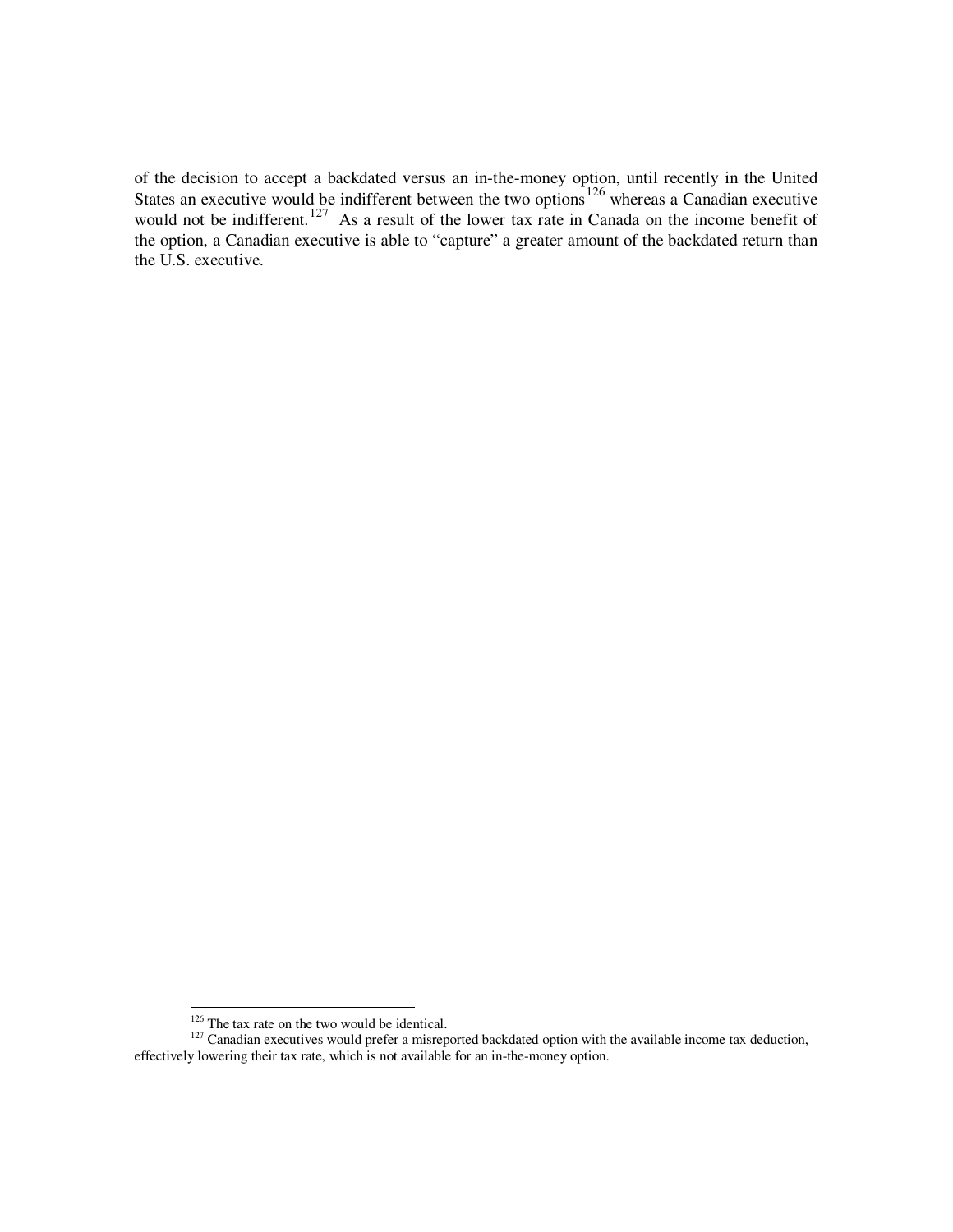of the decision to accept a backdated versus an in-the-money option, until recently in the United States an executive would be indifferent between the two options[126] whereas a Canadian executive would not be indifferent.[127] As a result of the lower tax rate in Canada on the income benefit of the option, a Canadian executive is able to "capture" a greater amount of the backdated return than the U.S. executive.

---

[126] The tax rate on the two would be identical.

[127] Canadian executives would prefer a misreported backdated option with the available income tax deduction, effectively lowering their tax rate, which is not available for an in-the-money option.